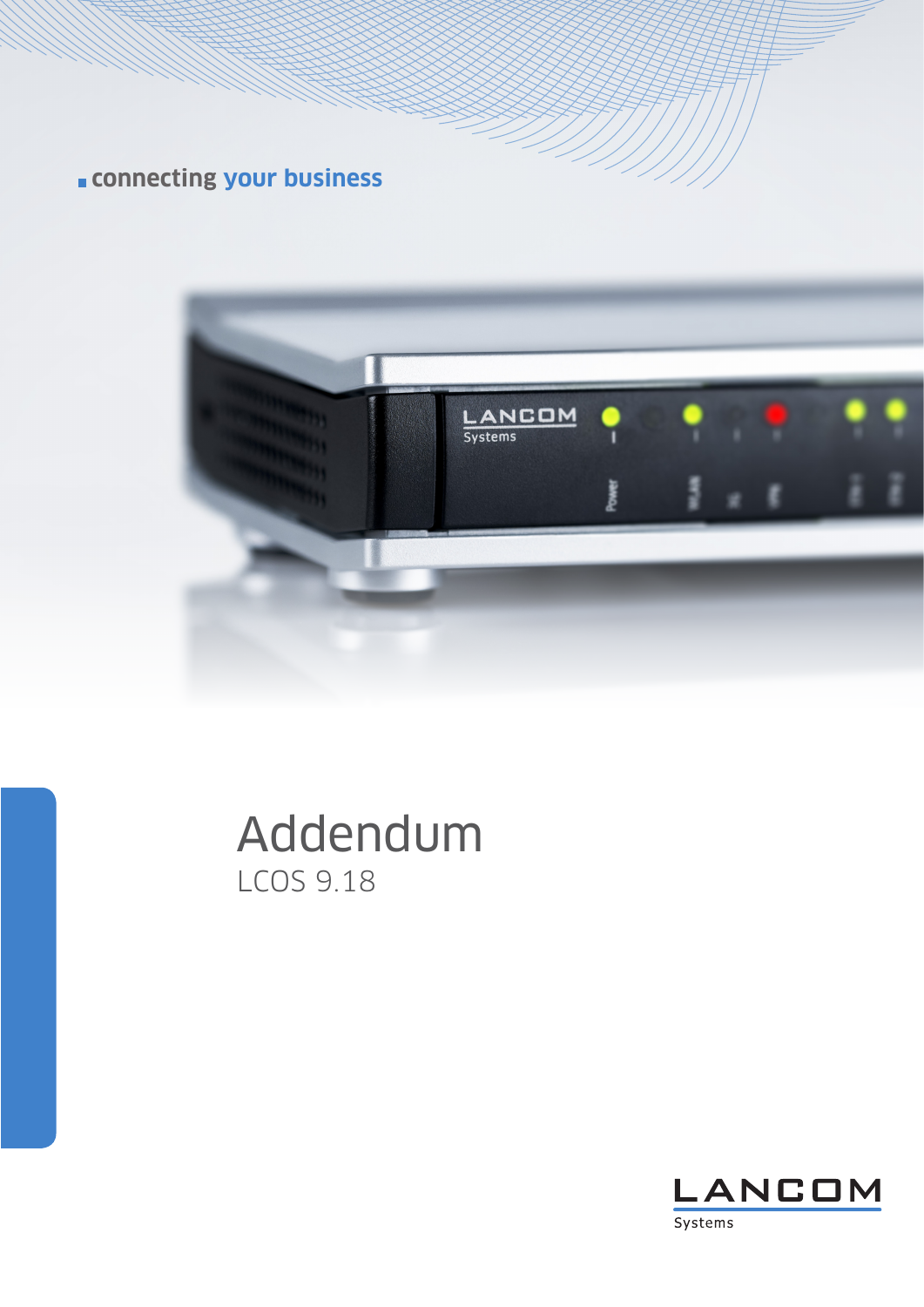connecting **your business**

# Addendum

LCOS 9.18

LANCOM Systems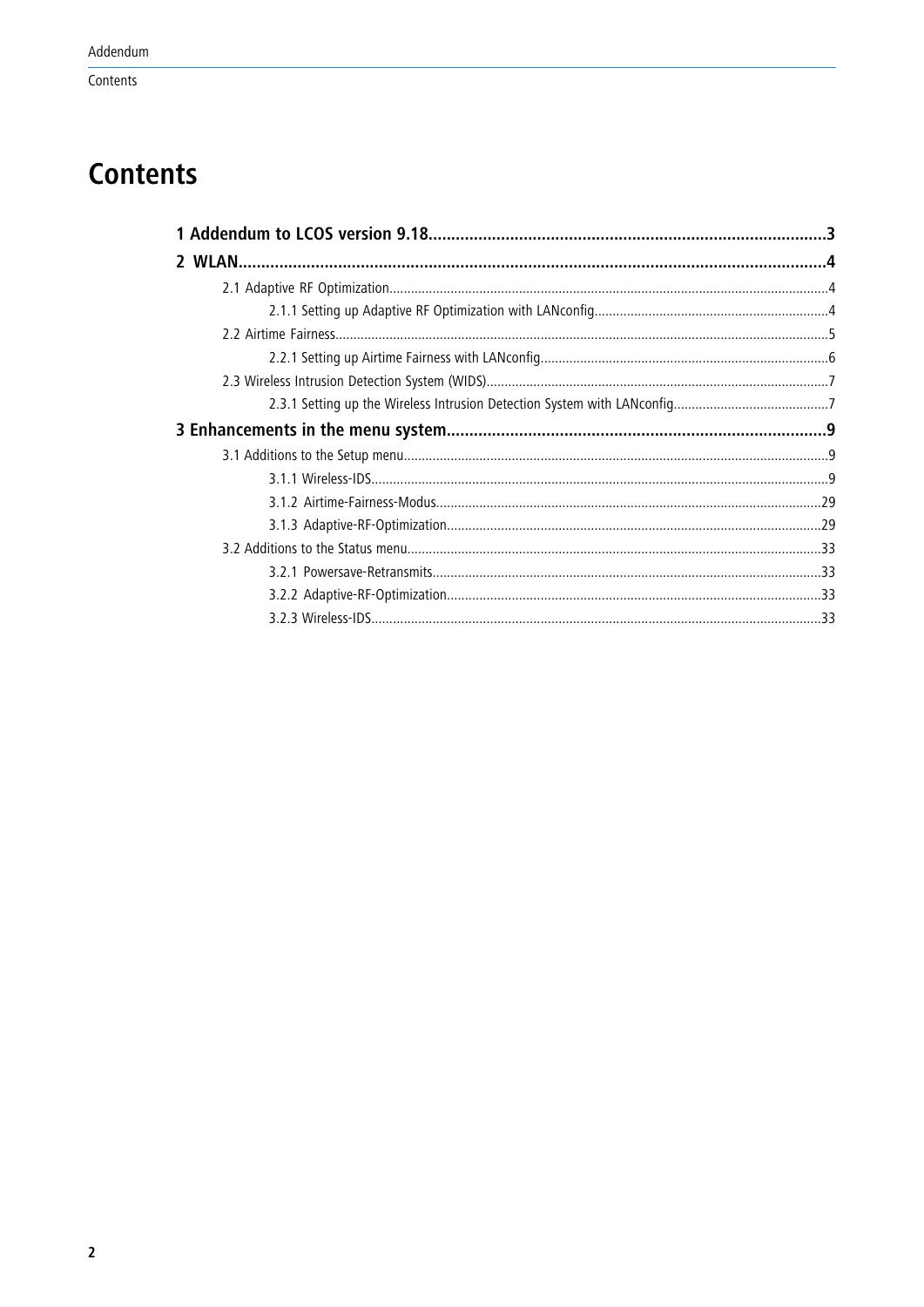# Contents

**1 Addendum to LCOS version 9.18 ... 3**

**2 WLAN ... 4**

- 2.1 Adaptive RF Optimization ... 4
  - 2.1.1 Setting up Adaptive RF Optimization with LANconfig ... 4
- 2.2 Airtime Fairness ... 5
  - 2.2.1 Setting up Airtime Fairness with LANconfig ... 6
- 2.3 Wireless Intrusion Detection System (WIDS) ... 7
  - 2.3.1 Setting up the Wireless Intrusion Detection System with LANconfig ... 7

**3 Enhancements in the menu system ... 9**

- 3.1 Additions to the Setup menu ... 9
  - 3.1.1 Wireless-IDS ... 9
  - 3.1.2 Airtime-Fairness-Modus ... 29
  - 3.1.3 Adaptive-RF-Optimization ... 29
- 3.2 Additions to the Status menu ... 33
  - 3.2.1 Powersave-Retransmits ... 33
  - 3.2.2 Adaptive-RF-Optimization ... 33
  - 3.2.3 Wireless-IDS ... 33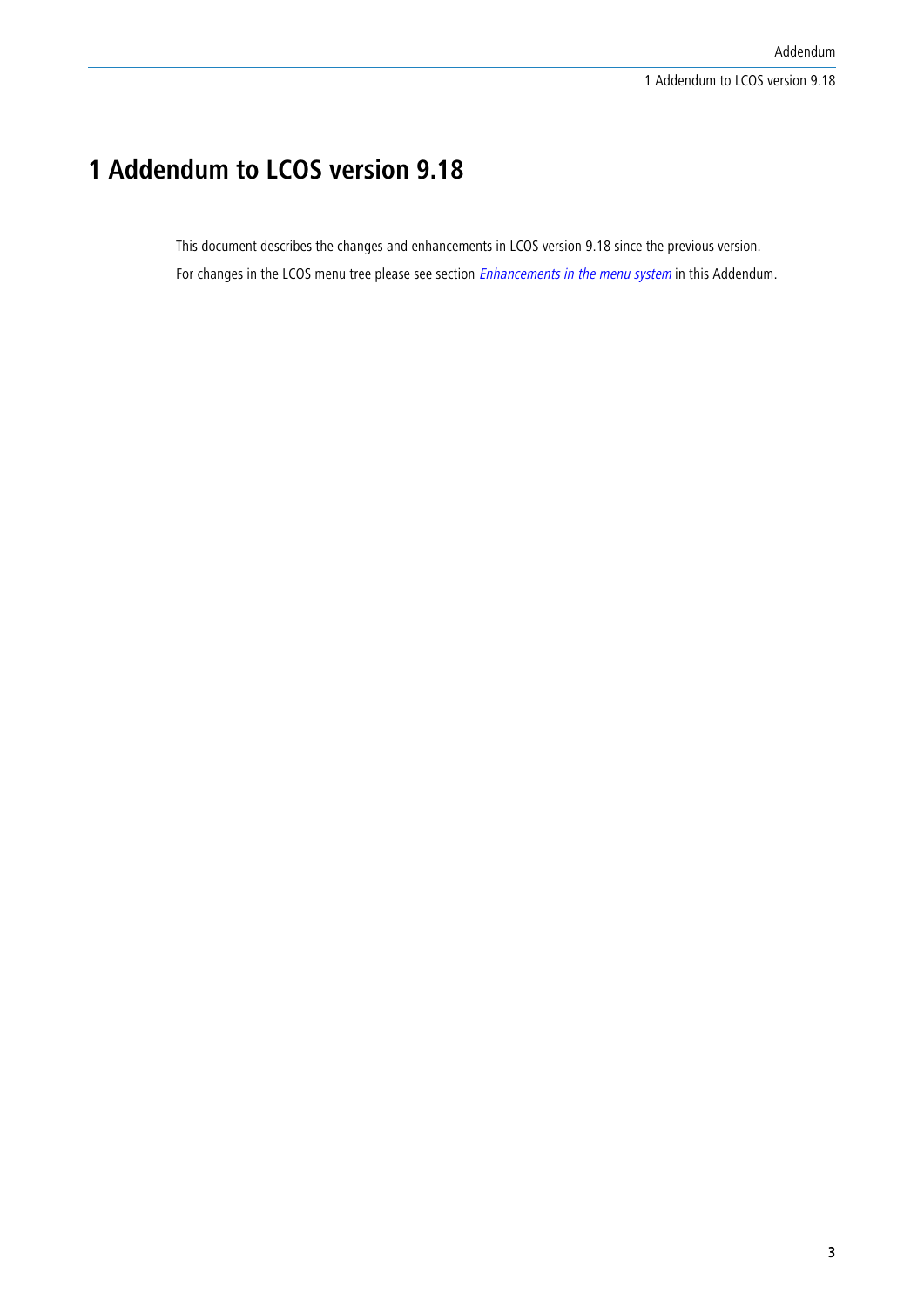# 1 Addendum to LCOS version 9.18

This document describes the changes and enhancements in LCOS version 9.18 since the previous version.

For changes in the LCOS menu tree please see section *Enhancements in the menu system* in this Addendum.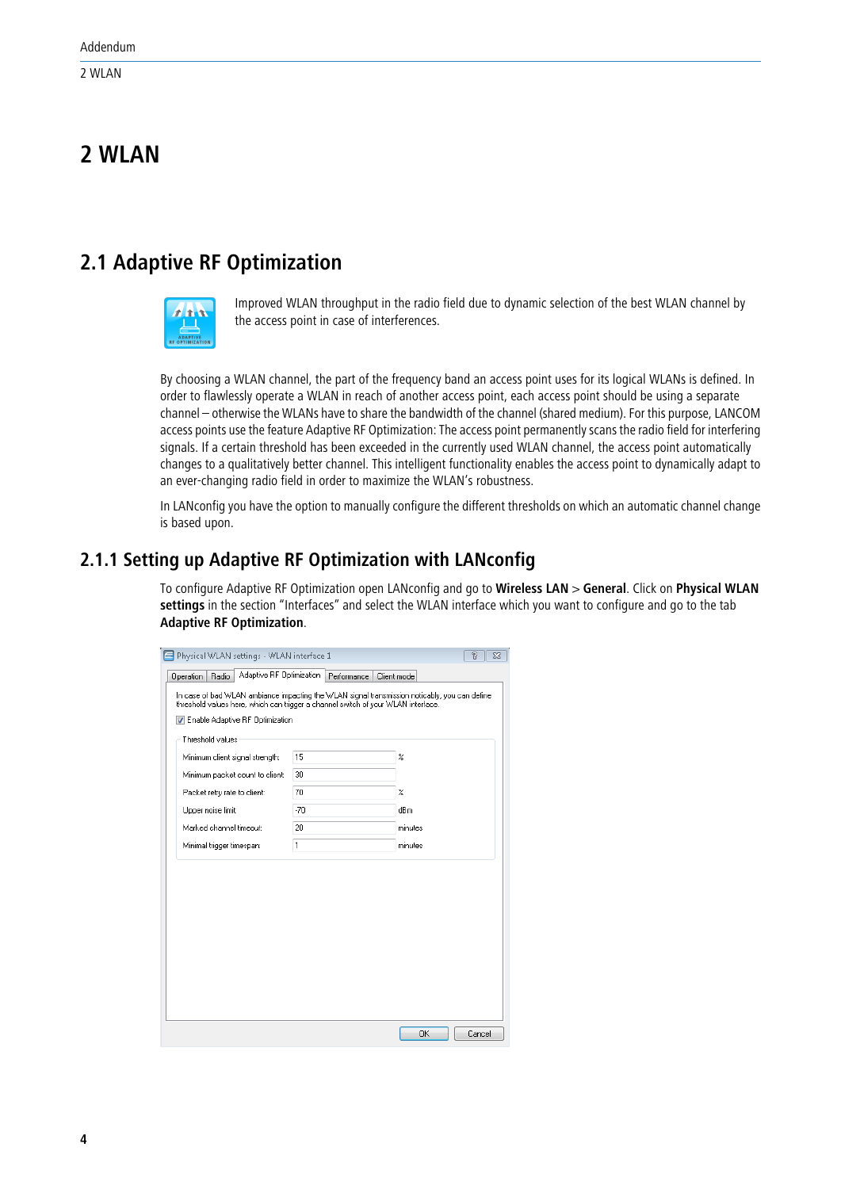# 2 WLAN

## 2.1 Adaptive RF Optimization

Improved WLAN throughput in the radio field due to dynamic selection of the best WLAN channel by the access point in case of interferences.

By choosing a WLAN channel, the part of the frequency band an access point uses for its logical WLANs is defined. In order to flawlessly operate a WLAN in reach of another access point, each access point should be using a separate channel – otherwise the WLANs have to share the bandwidth of the channel (shared medium). For this purpose, LANCOM access points use the feature Adaptive RF Optimization: The access point permanently scans the radio field for interfering signals. If a certain threshold has been exceeded in the currently used WLAN channel, the access point automatically changes to a qualitatively better channel. This intelligent functionality enables the access point to dynamically adapt to an ever-changing radio field in order to maximize the WLAN's robustness.

In LANconfig you have the option to manually configure the different thresholds on which an automatic channel change is based upon.

### 2.1.1 Setting up Adaptive RF Optimization with LANconfig

To configure Adaptive RF Optimization open LANconfig and go to **Wireless LAN** > **General**. Click on **Physical WLAN settings** in the section "Interfaces" and select the WLAN interface which you want to configure and go to the tab **Adaptive RF Optimization**.

Physical WLAN settings - WLAN interface 1

Operation | Radio | Adaptive RF Optimization | Performance | Client mode

In case of bad WLAN ambiance impacting the WLAN signal transmission noticeably, you can define threshold values here, which can trigger a channel switch of your WLAN interface.

☑ Enable Adaptive RF Optimization

Threshold values

| | | |
|---|---|---|
| Minimum client signal strength: | 15 | % |
| Minimum packet count to client: | 30 | |
| Packet retry rate to client: | 70 | % |
| Upper noise limit: | -70 | dBm |
| Marked channel timeout: | 20 | minutes |
| Minimal trigger timespan: | 1 | minutes |

OK | Cancel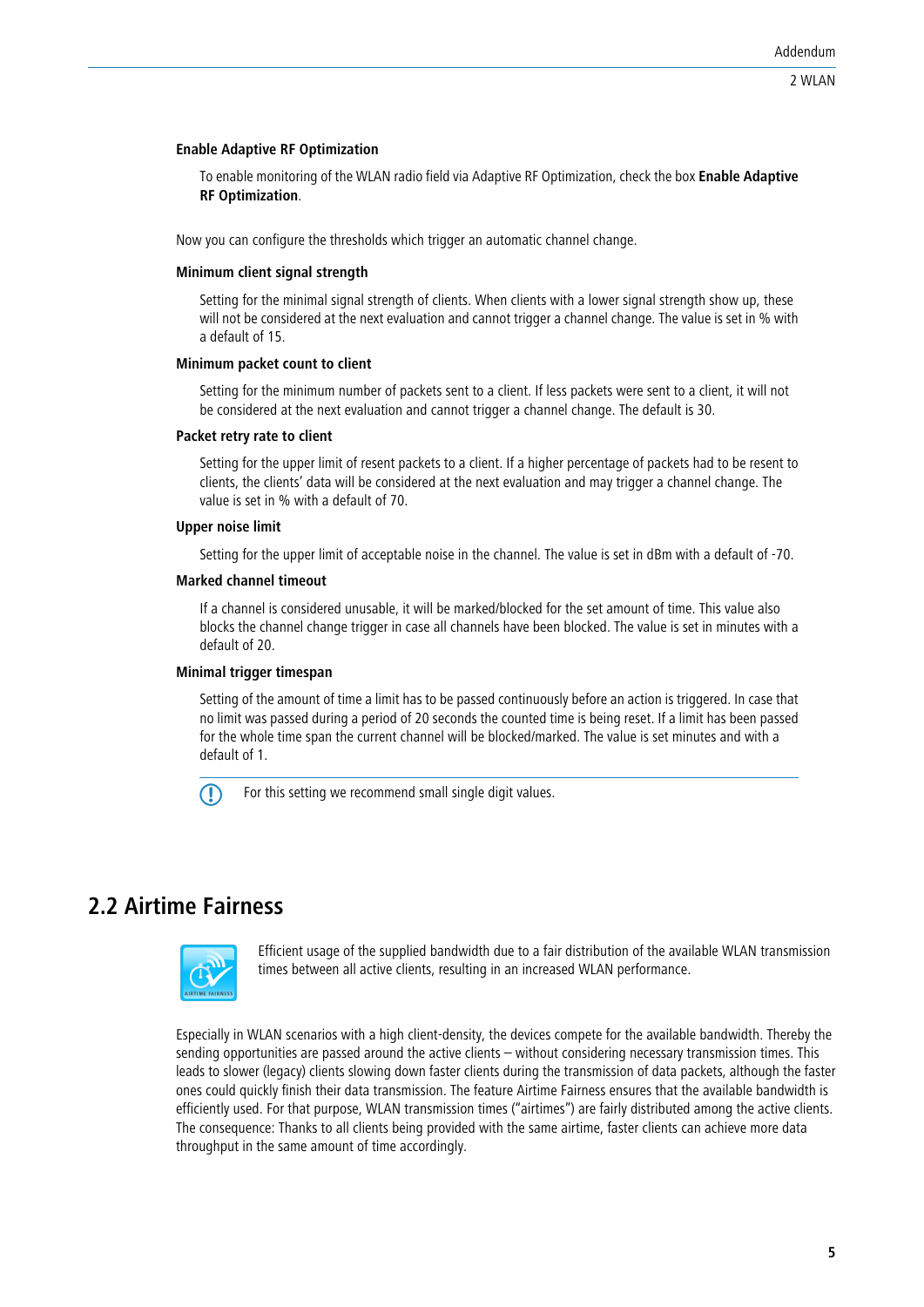**Enable Adaptive RF Optimization**

To enable monitoring of the WLAN radio field via Adaptive RF Optimization, check the box **Enable Adaptive RF Optimization**.

Now you can configure the thresholds which trigger an automatic channel change.

**Minimum client signal strength**

Setting for the minimal strength of clients. When clients with a lower signal strength show up, these will not be considered at the next evaluation and cannot trigger a channel change. The value is set in % with a default of 15.

**Minimum packet count to client**

Setting for the minimum number of packets sent to a client. If less packets were sent to a client, it will not be considered at the next evaluation and cannot trigger a channel change. The default is 30.

**Packet retry rate to client**

Setting for the upper limit of resent packets to a client. If a higher percentage of packets had to be resent to clients, the clients' data will be considered at the next evaluation and may trigger a channel change. The value is set in % with a default of 70.

**Upper noise limit**

Setting for the upper limit of acceptable noise in the channel. The value is set in dBm with a default of -70.

**Marked channel timeout**

If a channel is considered unusable, it will be marked/blocked for the set amount of time. This value also blocks the channel change trigger in case all channels have been blocked. The value is set in minutes with a default of 20.

**Minimal trigger timespan**

Setting of the amount of time a limit has to be passed continuously before an action is triggered. In case that no limit was passed during a period of 20 seconds the counted time is being reset. If a limit has been passed for the whole time span the current channel will be blocked/marked. The value is set minutes and with a default of 1.

For this setting we recommend small single digit values.

## 2.2 Airtime Fairness

Efficient usage of the supplied bandwidth due to a fair distribution of the available WLAN transmission times between all active clients, resulting in an increased WLAN performance.

Especially in WLAN scenarios with a high client-density, the devices compete for the available bandwidth. Thereby the sending opportunities are passed around the active clients – without considering necessary transmission times. This leads to slower (legacy) clients slowing down faster clients during the transmission of data packets, although the faster ones could quickly finish their data transmission. The feature Airtime Fairness ensures that the available bandwidth is efficiently used. For that purpose, WLAN transmission times ("airtimes") are fairly distributed among the active clients. The consequence: Thanks to all clients being provided with the same airtime, faster clients can achieve more data throughput in the same amount of time accordingly.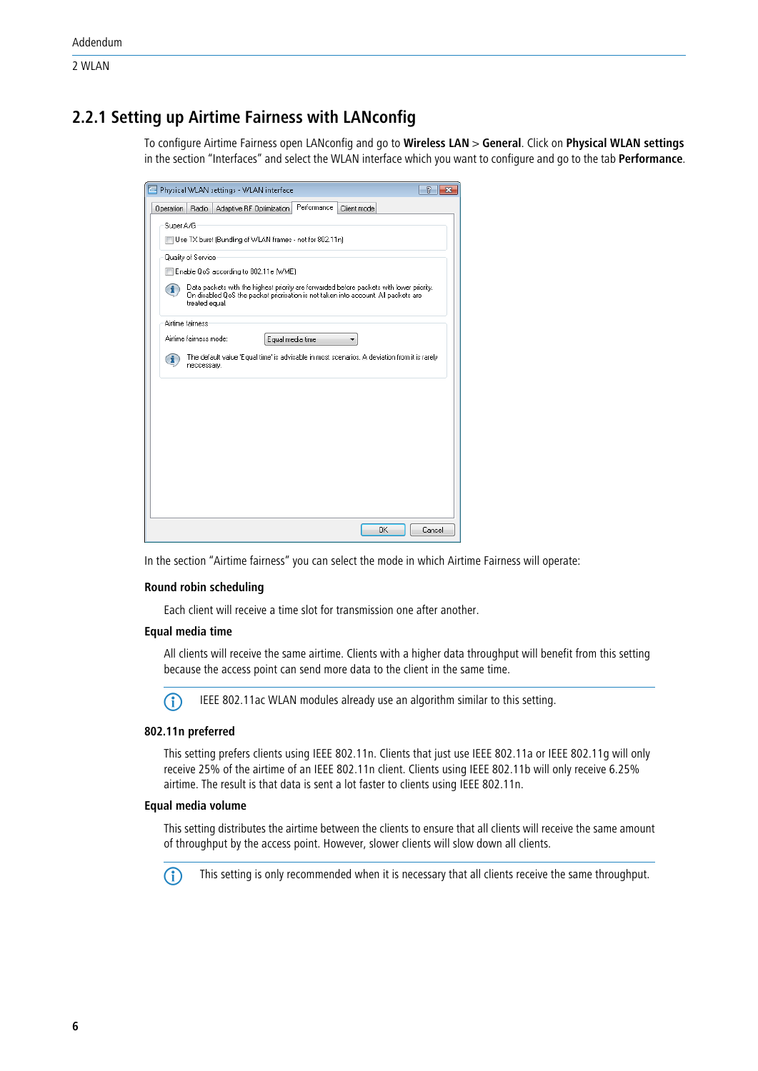## 2.2.1 Setting up Airtime Fairness with LANconfig

To configure Airtime Fairness open LANconfig and go to **Wireless LAN** > **General**. Click on **Physical WLAN settings** in the section "Interfaces" and select the WLAN interface which you want to configure and go to the tab **Performance**.

In the section "Airtime fairness" you can select the mode in which Airtime Fairness will operate:

**Round robin scheduling**

Each client will receive a time slot for transmission one after another.

**Equal media time**

All clients will receive the same airtime. Clients with a higher data throughput will benefit from this setting because the access point can send more data to the client in the same time.

IEEE 802.11ac WLAN modules already use an algorithm similar to this setting.

**802.11n preferred**

This setting prefers clients using IEEE 802.11n. Clients that just use IEEE 802.11a or IEEE 802.11g will only receive 25% of the airtime of an IEEE 802.11n client. Clients using IEEE 802.11b will only receive 6.25% airtime. The result is that data is sent a lot faster to clients using IEEE 802.11n.

**Equal media volume**

This setting distributes the airtime between the clients to ensure that all clients will receive the same amount of throughput by the access point. However, slower clients will slow down all clients.

This setting is only recommended when it is necessary that all clients receive the same throughput.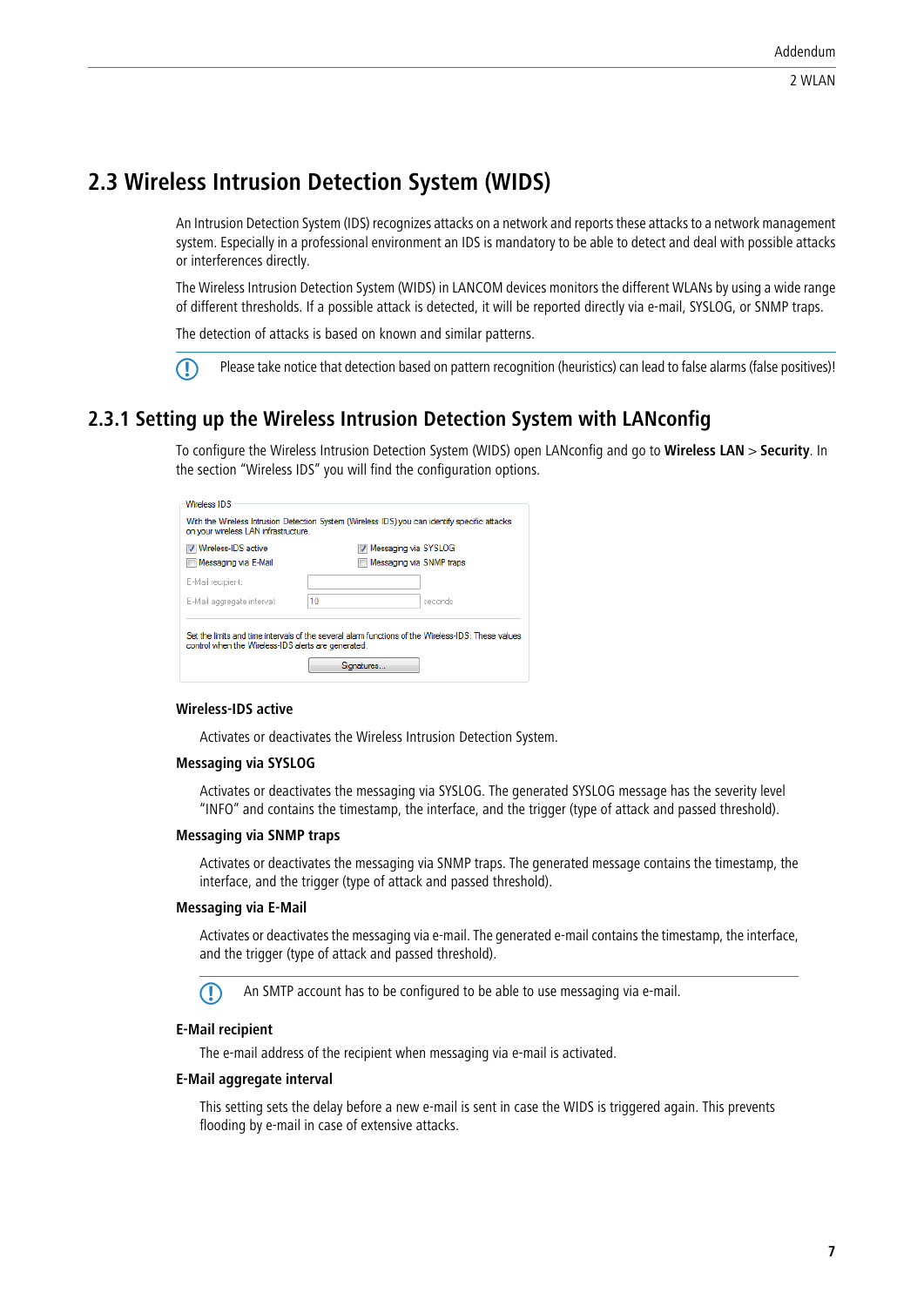## 2.3 Wireless Intrusion Detection System (WIDS)

An Intrusion Detection System (IDS) recognizes attacks on a network and reports these attacks to a network management system. Especially in a professional environment an IDS is mandatory to be able to detect and deal with possible attacks or interferences directly.

The Wireless Intrusion Detection System (WIDS) in LANCOM devices monitors the different WLANs by using a wide range of different thresholds. If a possible attack is detected, it will be reported directly via e-mail, SYSLOG, or SNMP traps.

The detection of attacks is based on known and similar patterns.

Please take notice that detection based on pattern recognition (heuristics) can lead to false alarms (false positives)!

### 2.3.1 Setting up the Wireless Intrusion Detection System with LANconfig

To configure the Wireless Intrusion Detection System (WIDS) open LANconfig and go to **Wireless LAN** > **Security**. In the section "Wireless IDS" you will find the configuration options.

**Wireless-IDS active**

Activates or deactivates the Wireless Intrusion Detection System.

**Messaging via SYSLOG**

Activates or deactivates the messaging via SYSLOG. The generated SYSLOG message has the severity level "INFO" and contains the timestamp, the interface, and the trigger (type of attack and passed threshold).

**Messaging via SNMP traps**

Activates or deactivates the messaging via SNMP traps. The generated message contains the timestamp, the interface, and the trigger (type of attack and passed threshold).

**Messaging via E-Mail**

Activates or deactivates the messaging via e-mail. The generated e-mail contains the timestamp, the interface, and the trigger (type of attack and passed threshold).

An SMTP account has to be configured to be able to use messaging via e-mail.

**E-Mail recipient**

The e-mail address of the recipient when messaging via e-mail is activated.

**E-Mail aggregate interval**

This setting sets the delay before a new e-mail is sent in case the WIDS is triggered again. This prevents flooding by e-mail in case of extensive attacks.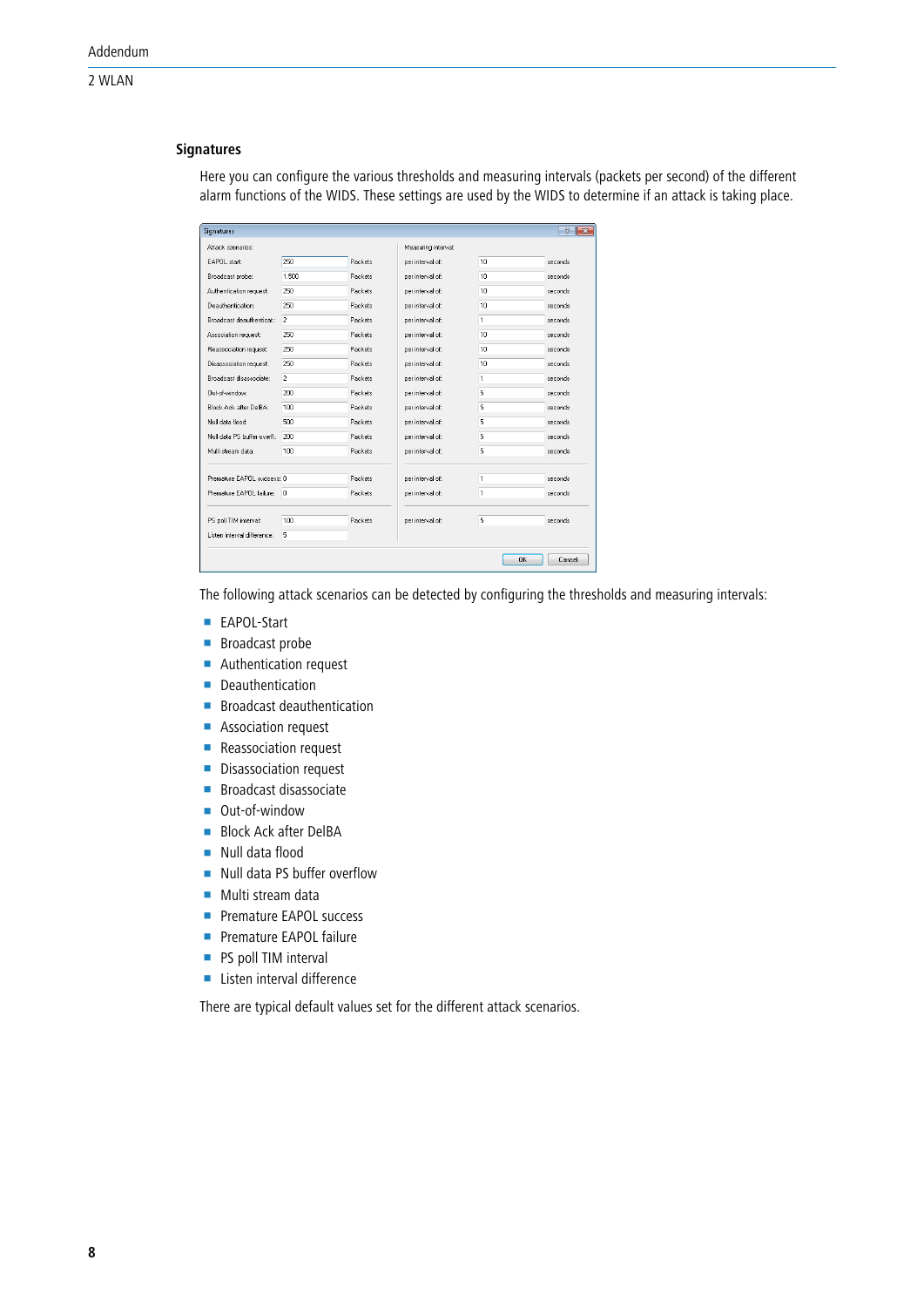### Signatures

Here you can configure the various thresholds and measuring intervals (packets per second) of the different alarm functions of the WIDS. These settings are used by the WIDS to determine if an attack is taking place.

The following attack scenarios can be detected by configuring the thresholds and measuring intervals:

- EAPOL-Start
- Broadcast probe
- Authentication request
- Deauthentication
- Broadcast deauthentication
- Association request
- Reassociation request
- Disassociation request
- Broadcast disassociate
- Out-of-window
- Block Ack after DelBA
- Null data flood
- Null data PS buffer overflow
- Multi stream data
- Premature EAPOL success
- Premature EAPOL failure
- PS poll TIM interval
- Listen interval difference

There are typical default values set for the different attack scenarios.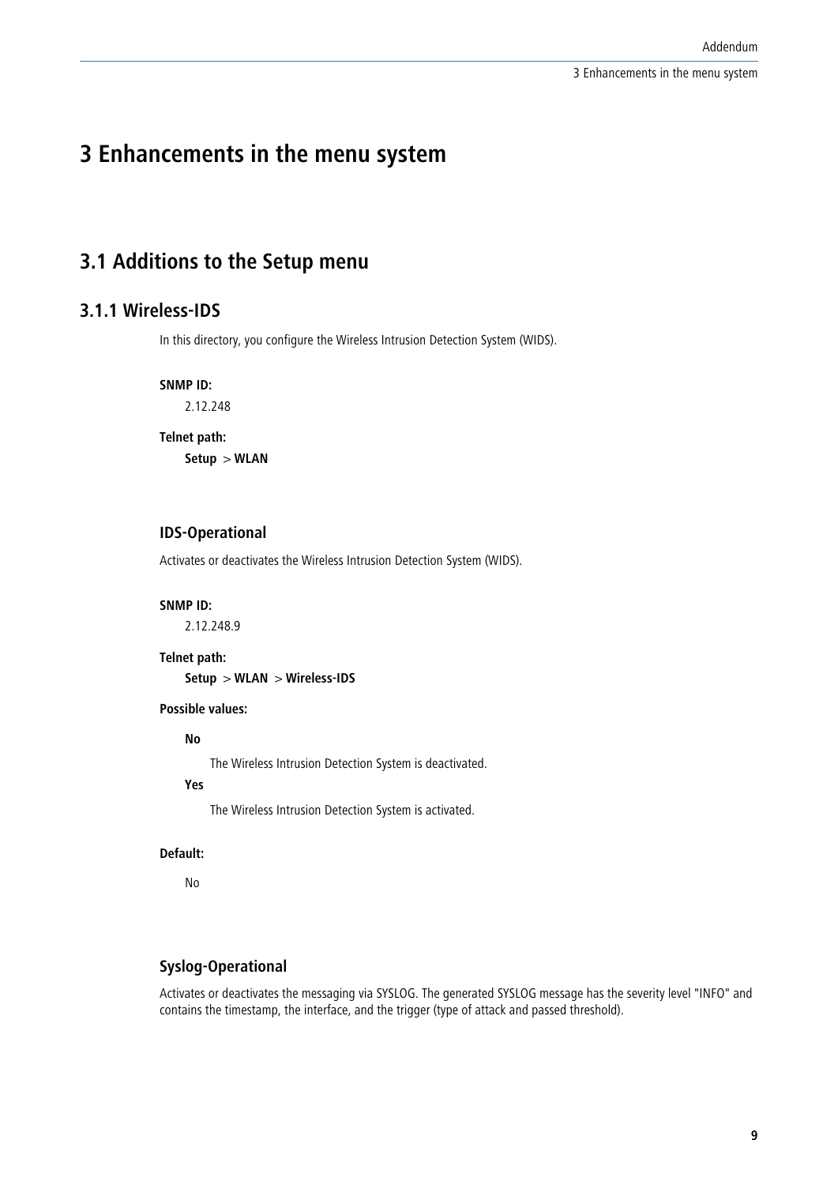# 3 Enhancements in the menu system

## 3.1 Additions to the Setup menu

### 3.1.1 Wireless-IDS

In this directory, you configure the Wireless Intrusion Detection System (WIDS).

**SNMP ID:**

2.12.248

**Telnet path:**

**Setup** > **WLAN**

#### IDS-Operational

Activates or deactivates the Wireless Intrusion Detection System (WIDS).

**SNMP ID:**

2.12.248.9

**Telnet path:**

**Setup** > **WLAN** > **Wireless-IDS**

**Possible values:**

**No**

The Wireless Intrusion Detection System is deactivated.

**Yes**

The Wireless Intrusion Detection System is activated.

**Default:**

No

#### Syslog-Operational

Activates or deactivates the messaging via SYSLOG. The generated SYSLOG message has the severity level "INFO" and contains the timestamp, the interface, and the trigger (type of attack and passed threshold).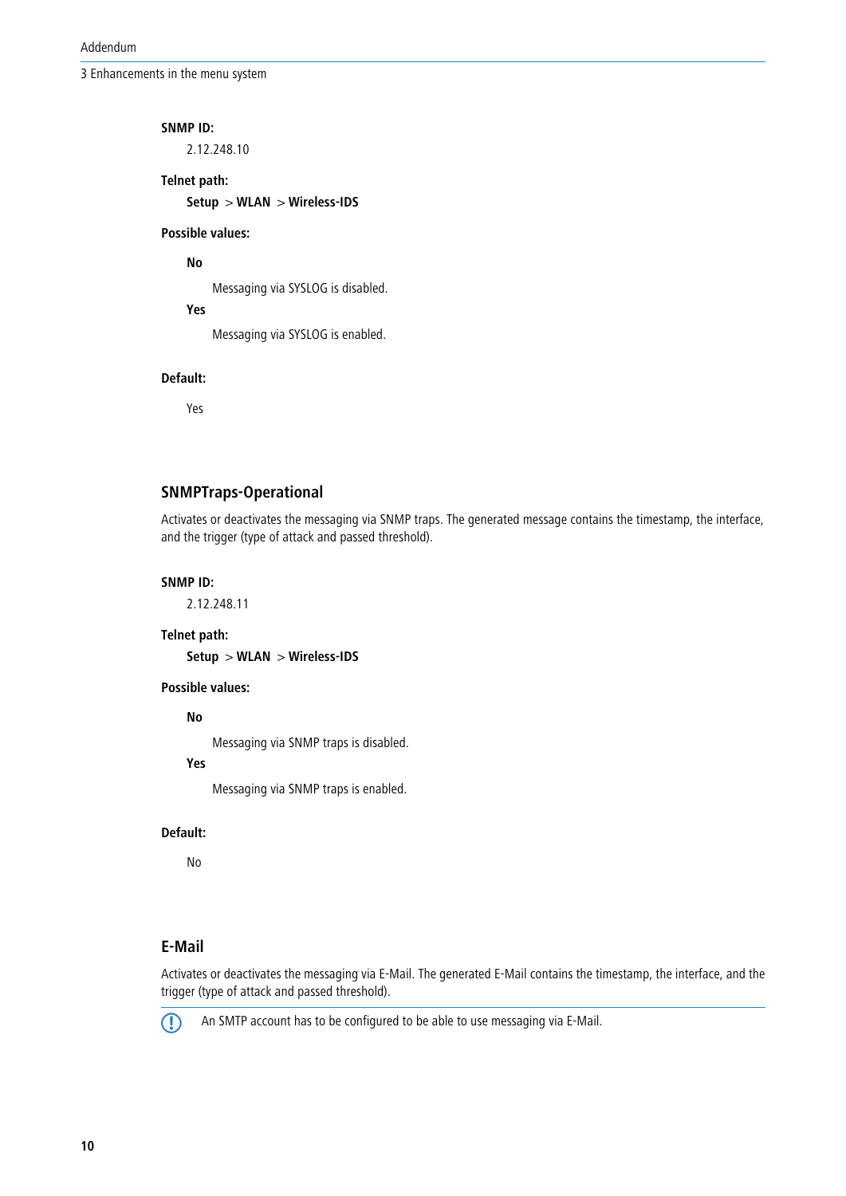**SNMP ID:**

2.12.248.10

**Telnet path:**

**Setup** > **WLAN** > **Wireless-IDS**

**Possible values:**

**No**

Messaging via SYSLOG is disabled.

**Yes**

Messaging via SYSLOG is enabled.

**Default:**

Yes

## SNMPTraps-Operational

Activates or deactivates the messaging via SNMP traps. The generated message contains the timestamp, the interface, and the trigger (type of attack and passed threshold).

**SNMP ID:**

2.12.248.11

**Telnet path:**

**Setup** > **WLAN** > **Wireless-IDS**

**Possible values:**

**No**

Messaging via SNMP traps is disabled.

**Yes**

Messaging via SNMP traps is enabled.

**Default:**

No

## E-Mail

Activates or deactivates the messaging via E-Mail. The generated E-Mail contains the timestamp, the interface, and the trigger (type of attack and passed threshold).

An SMTP account has to be configured to be able to use messaging via E-Mail.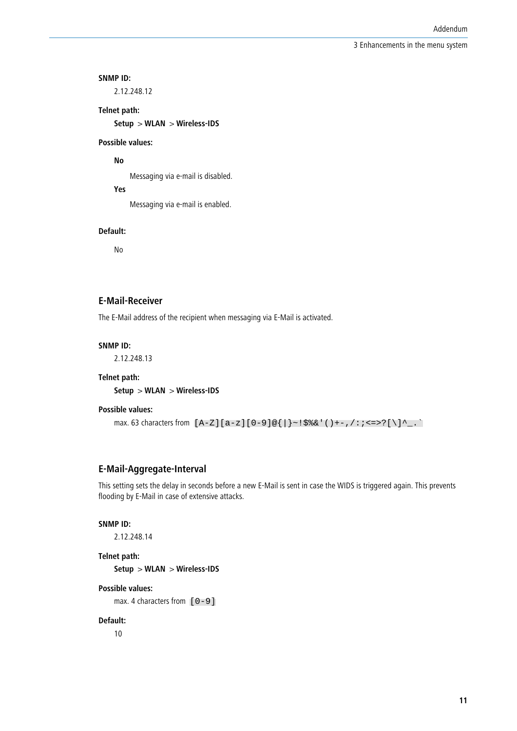**SNMP ID:**

2.12.248.12

**Telnet path:**

**Setup** > **WLAN** > **Wireless-IDS**

**Possible values:**

**No**

Messaging via e-mail is disabled.

**Yes**

Messaging via e-mail is enabled.

**Default:**

No

## E-Mail-Receiver

The E-Mail address of the recipient when messaging via E-Mail is activated.

**SNMP ID:**

2.12.248.13

**Telnet path:**

**Setup** > **WLAN** > **Wireless-IDS**

**Possible values:**

max. 63 characters from `[A-Z][a-z][0-9]@{|}~!$%&'()+-,/:;<=>?[\]^_.``

## E-Mail-Aggregate-Interval

This setting sets the delay in seconds before a new E-Mail is sent in case the WIDS is triggered again. This prevents flooding by E-Mail in case of extensive attacks.

**SNMP ID:**

2.12.248.14

**Telnet path:**

**Setup** > **WLAN** > **Wireless-IDS**

**Possible values:**

max. 4 characters from `[0-9]`

**Default:**

10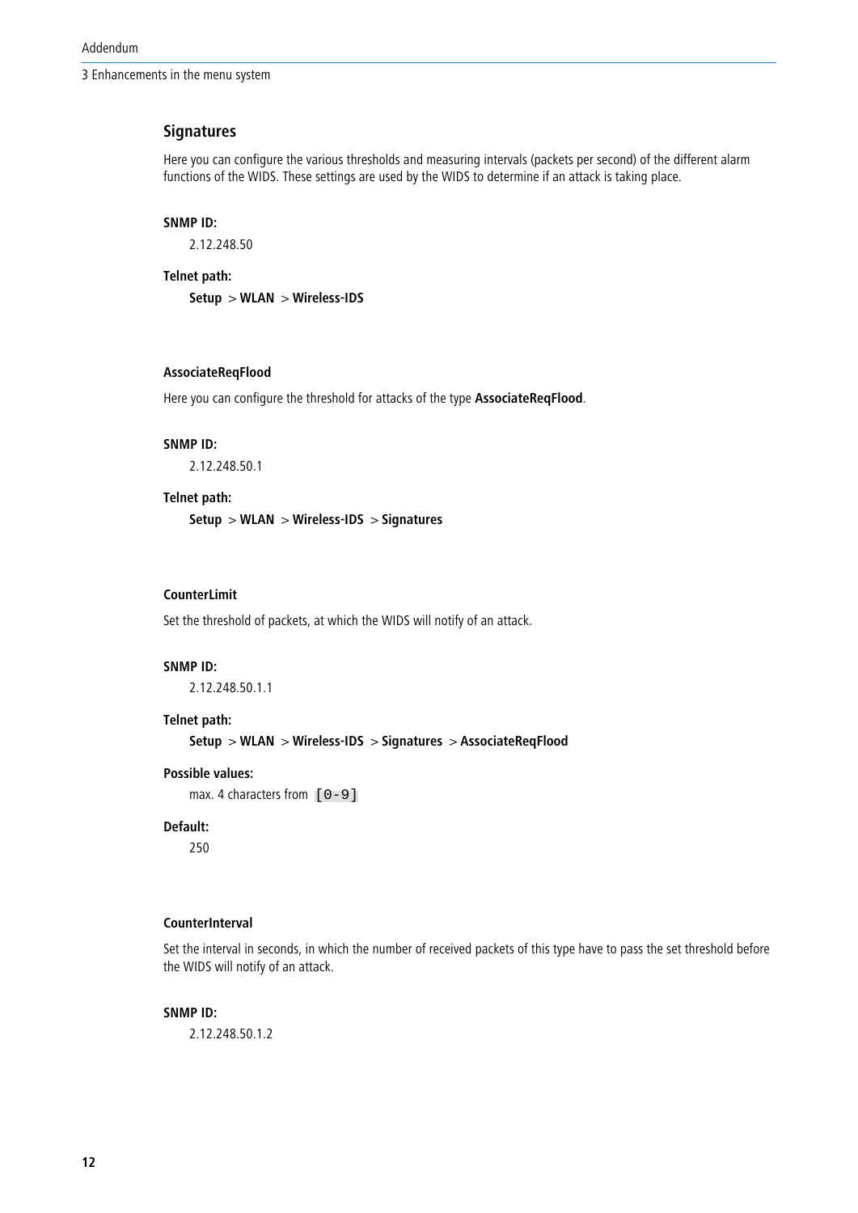## Signatures

Here you can configure the various thresholds and measuring intervals (packets per second) of the different alarm functions of the WIDS. These settings are used by the WIDS to determine if an attack is taking place.

**SNMP ID:**

2.12.248.50

**Telnet path:**

**Setup** > **WLAN** > **Wireless-IDS**

### AssociateReqFlood

Here you can configure the threshold for attacks of the type **AssociateReqFlood**.

**SNMP ID:**

2.12.248.50.1

**Telnet path:**

**Setup** > **WLAN** > **Wireless-IDS** > **Signatures**

#### CounterLimit

Set the threshold of packets, at which the WIDS will notify of an attack.

**SNMP ID:**

2.12.248.50.1.1

**Telnet path:**

**Setup** > **WLAN** > **Wireless-IDS** > **Signatures** > **AssociateReqFlood**

**Possible values:**

max. 4 characters from `[0-9]`

**Default:**

250

#### CounterInterval

Set the interval in seconds, in which the number of received packets of this type have to pass the set threshold before the WIDS will notify of an attack.

**SNMP ID:**

2.12.248.50.1.2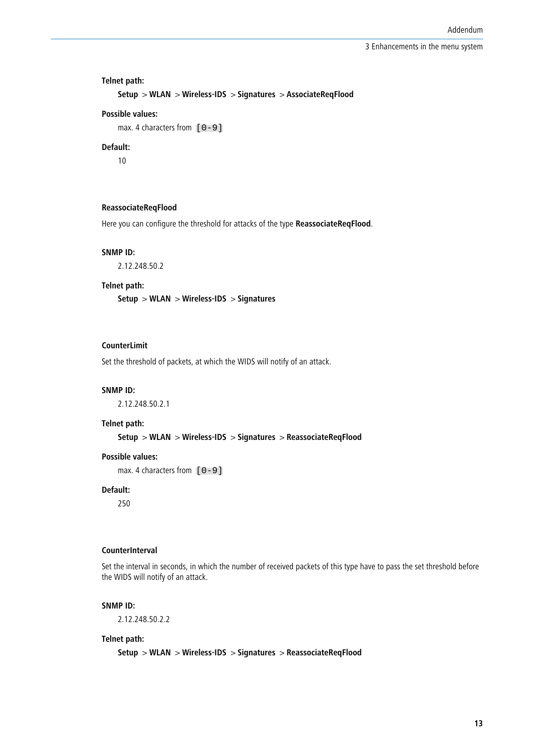**Telnet path:**

**Setup** > **WLAN** > **Wireless-IDS** > **Signatures** > **AssociateReqFlood**

**Possible values:**

max. 4 characters from `[0-9]`

**Default:**

10

#### ReassociateReqFlood

Here you can configure the threshold for attacks of the type **ReassociateReqFlood**.

**SNMP ID:**

2.12.248.50.2

**Telnet path:**

**Setup** > **WLAN** > **Wireless-IDS** > **Signatures**

#### CounterLimit

Set the threshold of packets, at which the WIDS will notify of an attack.

**SNMP ID:**

2.12.248.50.2.1

**Telnet path:**

**Setup** > **WLAN** > **Wireless-IDS** > **Signatures** > **ReassociateReqFlood**

**Possible values:**

max. 4 characters from `[0-9]`

**Default:**

250

#### CounterInterval

Set the interval in seconds, in which the number of received packets of this type have to pass the set threshold before the WIDS will notify of an attack.

**SNMP ID:**

2.12.248.50.2.2

**Telnet path:**

**Setup** > **WLAN** > **Wireless-IDS** > **Signatures** > **ReassociateReqFlood**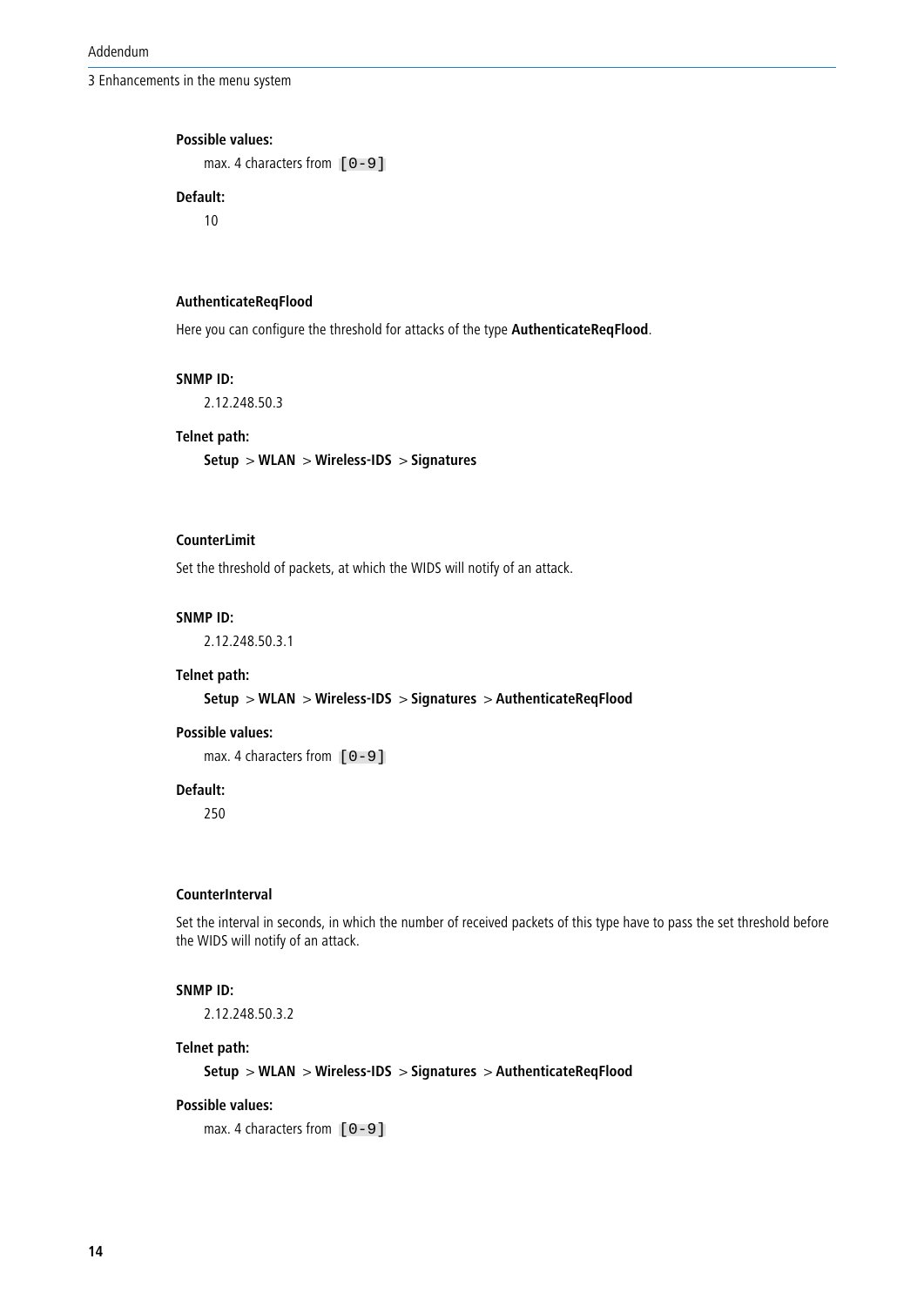**Possible values:**

max. 4 characters from `[0-9]`

**Default:**

10

### AuthenticateReqFlood

Here you can configure the threshold for attacks of the type **AuthenticateReqFlood**.

**SNMP ID:**

2.12.248.50.3

**Telnet path:**

**Setup** > **WLAN** > **Wireless-IDS** > **Signatures**

### CounterLimit

Set the threshold of packets, at which the WIDS will notify of an attack.

**SNMP ID:**

2.12.248.50.3.1

**Telnet path:**

**Setup** > **WLAN** > **Wireless-IDS** > **Signatures** > **AuthenticateReqFlood**

**Possible values:**

max. 4 characters from `[0-9]`

**Default:**

250

### CounterInterval

Set the interval in seconds, in which the number of received packets of this type have to pass the set threshold before the WIDS will notify of an attack.

**SNMP ID:**

2.12.248.50.3.2

**Telnet path:**

**Setup** > **WLAN** > **Wireless-IDS** > **Signatures** > **AuthenticateReqFlood**

**Possible values:**

max. 4 characters from `[0-9]`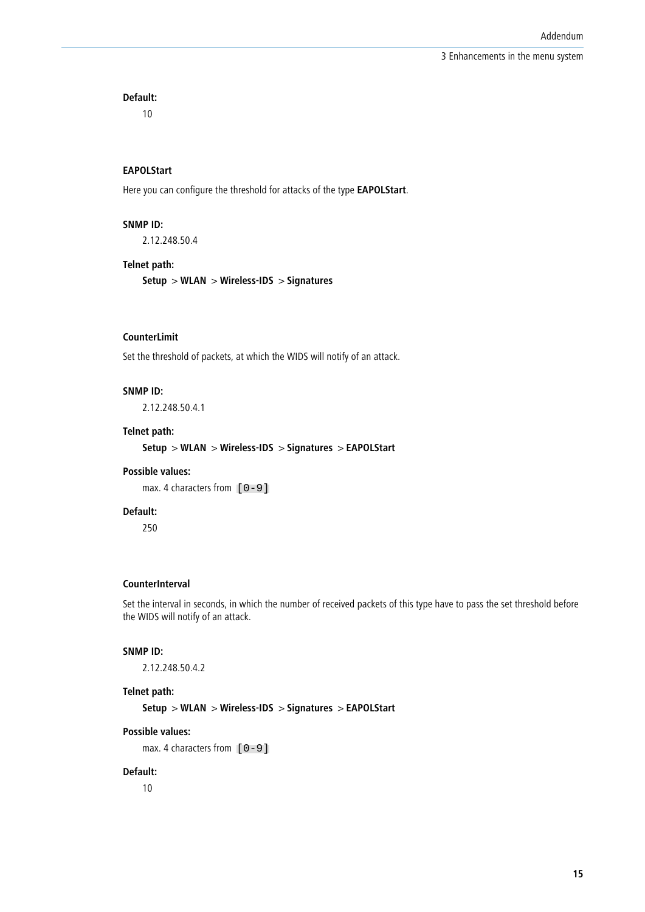**Default:**

10

### EAPOLStart

Here you can configure the threshold for attacks of the type **EAPOLStart**.

**SNMP ID:**

2.12.248.50.4

**Telnet path:**

**Setup** > **WLAN** > **Wireless-IDS** > **Signatures**

### CounterLimit

Set the threshold of packets, at which the WIDS will notify of an attack.

**SNMP ID:**

2.12.248.50.4.1

**Telnet path:**

**Setup** > **WLAN** > **Wireless-IDS** > **Signatures** > **EAPOLStart**

**Possible values:**

max. 4 characters from `[0-9]`

**Default:**

250

### CounterInterval

Set the interval in seconds, in which the number of received packets of this type have to pass the set threshold before the WIDS will notify of an attack.

**SNMP ID:**

2.12.248.50.4.2

**Telnet path:**

**Setup** > **WLAN** > **Wireless-IDS** > **Signatures** > **EAPOLStart**

**Possible values:**

max. 4 characters from `[0-9]`

**Default:**

10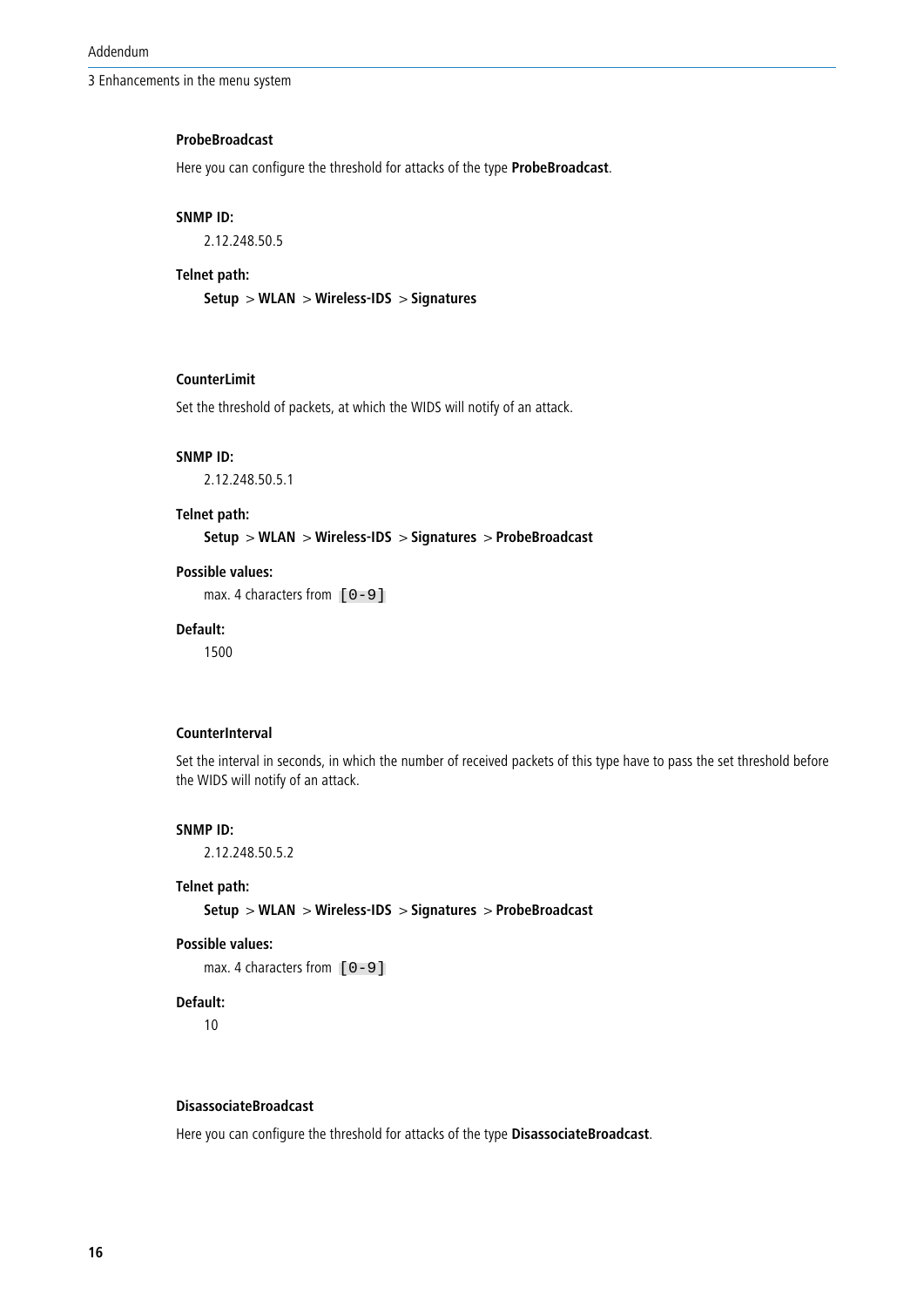### ProbeBroadcast

Here you can configure the threshold for attacks of the type **ProbeBroadcast**.

**SNMP ID:**

2.12.248.50.5

**Telnet path:**

**Setup** > **WLAN** > **Wireless-IDS** > **Signatures**

#### CounterLimit

Set the threshold of packets, at which the WIDS will notify of an attack.

**SNMP ID:**

2.12.248.50.5.1

**Telnet path:**

**Setup** > **WLAN** > **Wireless-IDS** > **Signatures** > **ProbeBroadcast**

**Possible values:**

max. 4 characters from `[0-9]`

**Default:**

1500

#### CounterInterval

Set the interval in seconds, in which the number of received packets of this type have to pass the set threshold before the WIDS will notify of an attack.

**SNMP ID:**

2.12.248.50.5.2

**Telnet path:**

**Setup** > **WLAN** > **Wireless-IDS** > **Signatures** > **ProbeBroadcast**

**Possible values:**

max. 4 characters from `[0-9]`

**Default:**

10

### DisassociateBroadcast

Here you can configure the threshold for attacks of the type **DisassociateBroadcast**.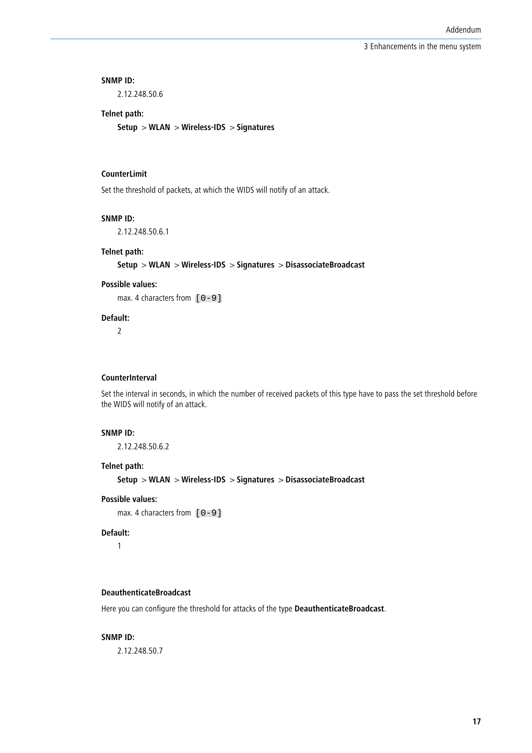**SNMP ID:**

2.12.248.50.6

**Telnet path:**

**Setup** > **WLAN** > **Wireless-IDS** > **Signatures**

#### CounterLimit

Set the threshold of packets, at which the WIDS will notify of an attack.

**SNMP ID:**

2.12.248.50.6.1

**Telnet path:**

**Setup** > **WLAN** > **Wireless-IDS** > **Signatures** > **DisassociateBroadcast**

**Possible values:**

max. 4 characters from `[0-9]`

**Default:**

2

#### CounterInterval

Set the interval in seconds, in which the number of received packets of this type have to pass the set threshold before the WIDS will notify of an attack.

**SNMP ID:**

2.12.248.50.6.2

**Telnet path:**

**Setup** > **WLAN** > **Wireless-IDS** > **Signatures** > **DisassociateBroadcast**

**Possible values:**

max. 4 characters from `[0-9]`

**Default:**

1

#### DeauthenticateBroadcast

Here you can configure the threshold for attacks of the type **DeauthenticateBroadcast**.

**SNMP ID:**

2.12.248.50.7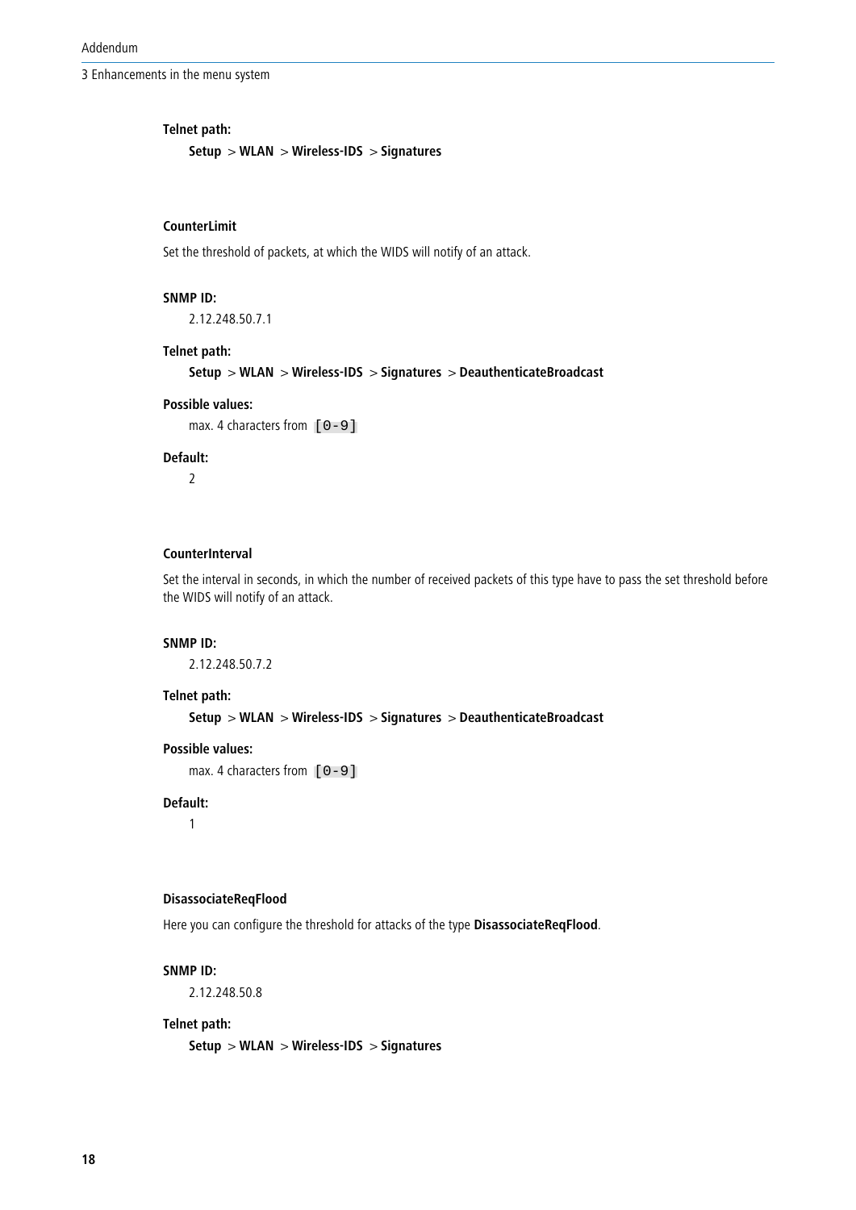**Telnet path:**

**Setup** > **WLAN** > **Wireless-IDS** > **Signatures**

#### CounterLimit

Set the threshold of packets, at which the WIDS will notify of an attack.

**SNMP ID:**

2.12.248.50.7.1

**Telnet path:**

**Setup** > **WLAN** > **Wireless-IDS** > **Signatures** > **DeauthenticateBroadcast**

**Possible values:**

max. 4 characters from `[0-9]`

**Default:**

2

#### CounterInterval

Set the interval in seconds, in which the number of received packets of this type have to pass the set threshold before the WIDS will notify of an attack.

**SNMP ID:**

2.12.248.50.7.2

**Telnet path:**

**Setup** > **WLAN** > **Wireless-IDS** > **Signatures** > **DeauthenticateBroadcast**

**Possible values:**

max. 4 characters from `[0-9]`

**Default:**

1

#### DisassociateReqFlood

Here you can configure the threshold for attacks of the type **DisassociateReqFlood**.

**SNMP ID:**

2.12.248.50.8

**Telnet path:**

**Setup** > **WLAN** > **Wireless-IDS** > **Signatures**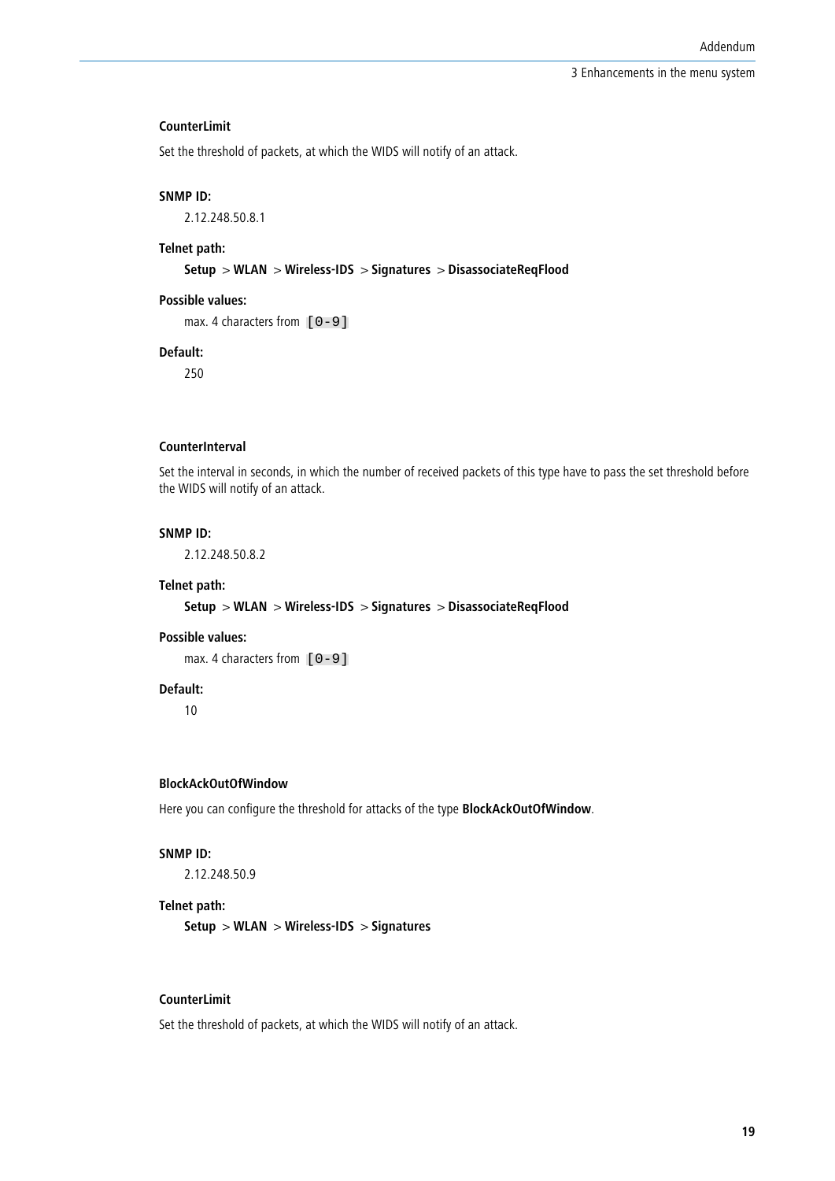#### CounterLimit

Set the threshold of packets, at which the WIDS will notify of an attack.

**SNMP ID:**

2.12.248.50.8.1

**Telnet path:**

**Setup** > **WLAN** > **Wireless-IDS** > **Signatures** > **DisassociateReqFlood**

**Possible values:**

max. 4 characters from `[0-9]`

**Default:**

250

#### CounterInterval

Set the interval in seconds, in which the number of received packets of this type have to pass the set threshold before the WIDS will notify of an attack.

**SNMP ID:**

2.12.248.50.8.2

**Telnet path:**

**Setup** > **WLAN** > **Wireless-IDS** > **Signatures** > **DisassociateReqFlood**

**Possible values:**

max. 4 characters from `[0-9]`

**Default:**

10

#### BlockAckOutOfWindow

Here you can configure the threshold for attacks of the type **BlockAckOutOfWindow**.

**SNMP ID:**

2.12.248.50.9

**Telnet path:**

**Setup** > **WLAN** > **Wireless-IDS** > **Signatures**

#### CounterLimit

Set the threshold of packets, at which the WIDS will notify of an attack.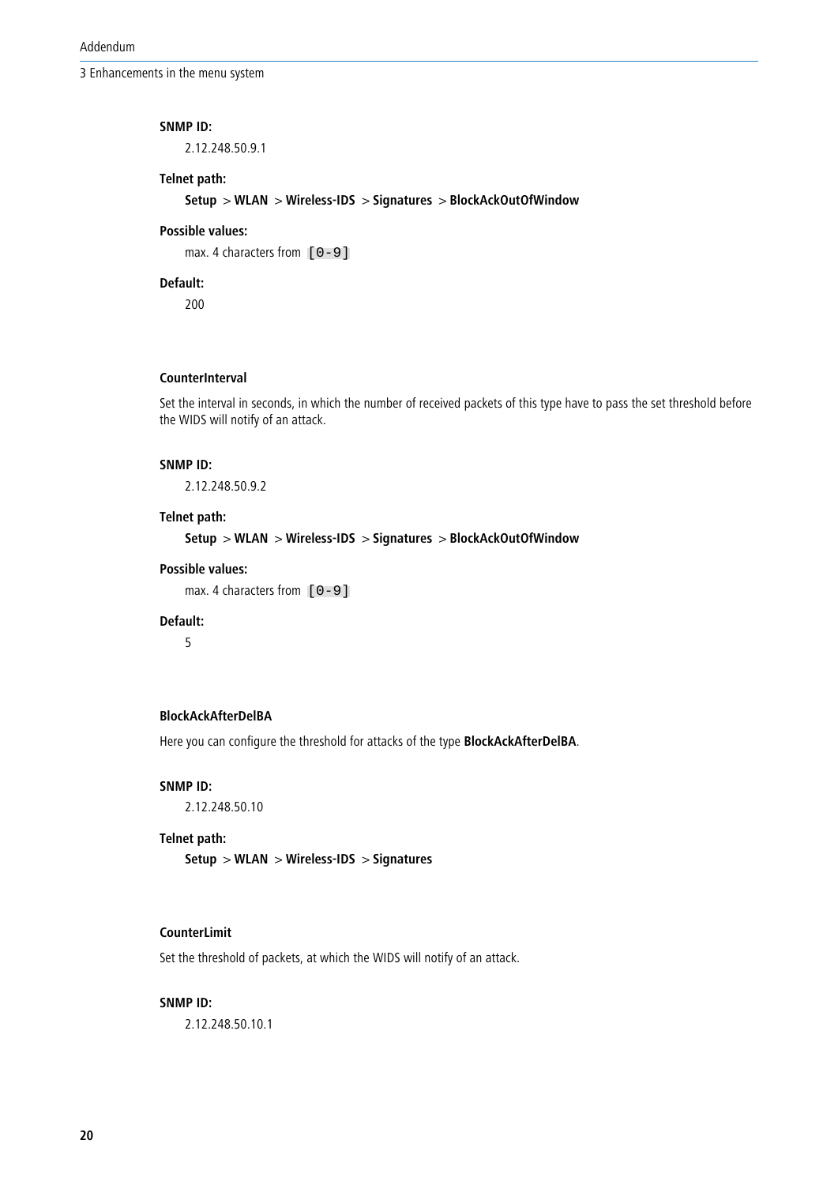**SNMP ID:**

2.12.248.50.9.1

**Telnet path:**

**Setup** > **WLAN** > **Wireless-IDS** > **Signatures** > **BlockAckOutOfWindow**

**Possible values:**

max. 4 characters from `[0-9]`

**Default:**

200

#### CounterInterval

Set the interval in seconds, in which the number of received packets of this type have to pass the set threshold before the WIDS will notify of an attack.

**SNMP ID:**

2.12.248.50.9.2

**Telnet path:**

**Setup** > **WLAN** > **Wireless-IDS** > **Signatures** > **BlockAckOutOfWindow**

**Possible values:**

max. 4 characters from `[0-9]`

**Default:**

5

#### BlockAckAfterDelBA

Here you can configure the threshold for attacks of the type **BlockAckAfterDelBA**.

**SNMP ID:**

2.12.248.50.10

**Telnet path:**

**Setup** > **WLAN** > **Wireless-IDS** > **Signatures**

#### CounterLimit

Set the threshold of packets, at which the WIDS will notify of an attack.

**SNMP ID:**

2.12.248.50.10.1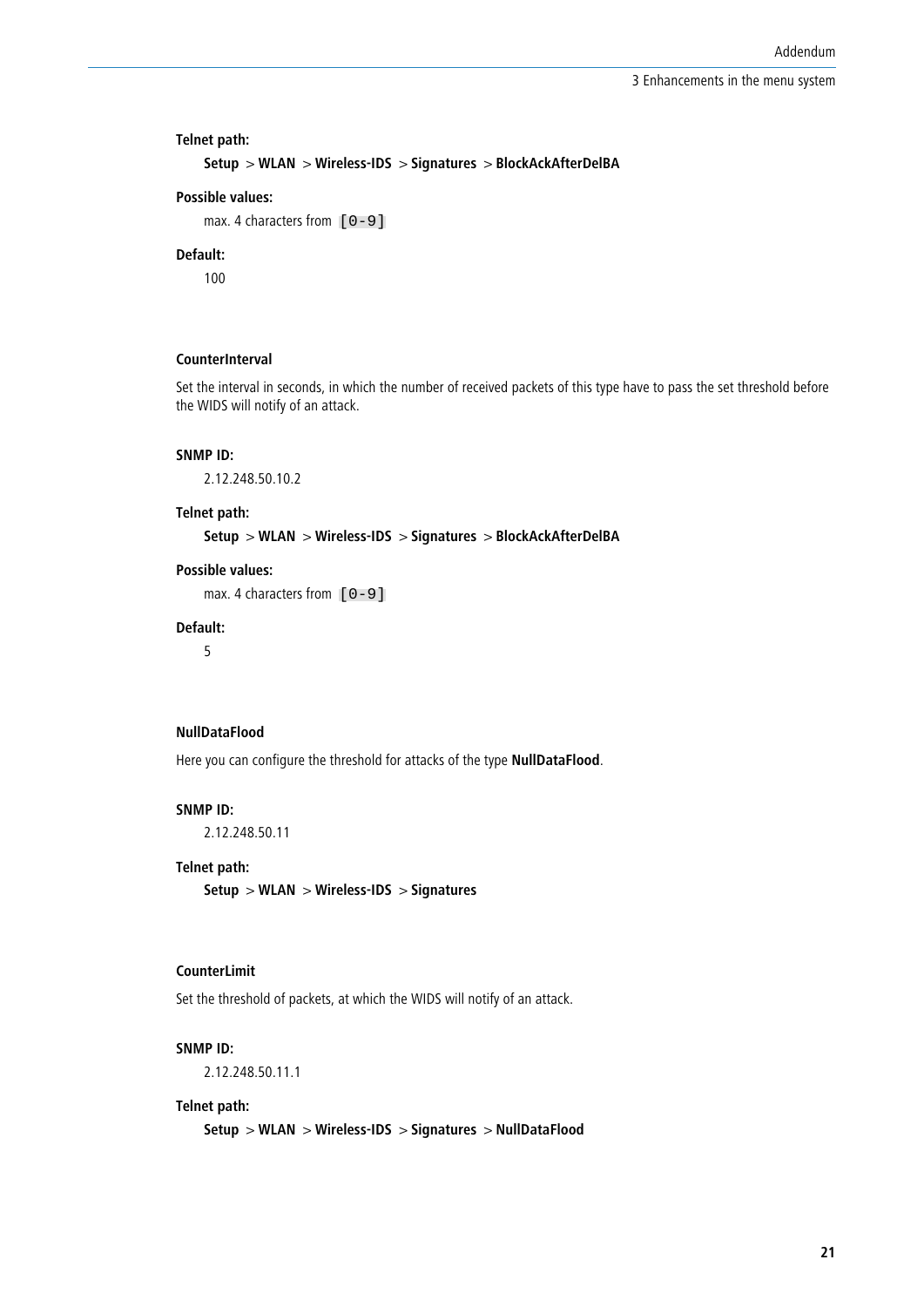**Telnet path:**

**Setup** > **WLAN** > **Wireless-IDS** > **Signatures** > **BlockAckAfterDelBA**

**Possible values:**

max. 4 characters from `[0-9]`

**Default:**

100

#### CounterInterval

Set the interval in seconds, in which the number of received packets of this type have to pass the set threshold before the WIDS will notify of an attack.

**SNMP ID:**

2.12.248.50.10.2

**Telnet path:**

**Setup** > **WLAN** > **Wireless-IDS** > **Signatures** > **BlockAckAfterDelBA**

**Possible values:**

max. 4 characters from `[0-9]`

**Default:**

5

#### NullDataFlood

Here you can configure the threshold for attacks of the type **NullDataFlood**.

**SNMP ID:**

2.12.248.50.11

**Telnet path:**

**Setup** > **WLAN** > **Wireless-IDS** > **Signatures**

#### CounterLimit

Set the threshold of packets, at which the WIDS will notify of an attack.

**SNMP ID:**

2.12.248.50.11.1

**Telnet path:**

**Setup** > **WLAN** > **Wireless-IDS** > **Signatures** > **NullDataFlood**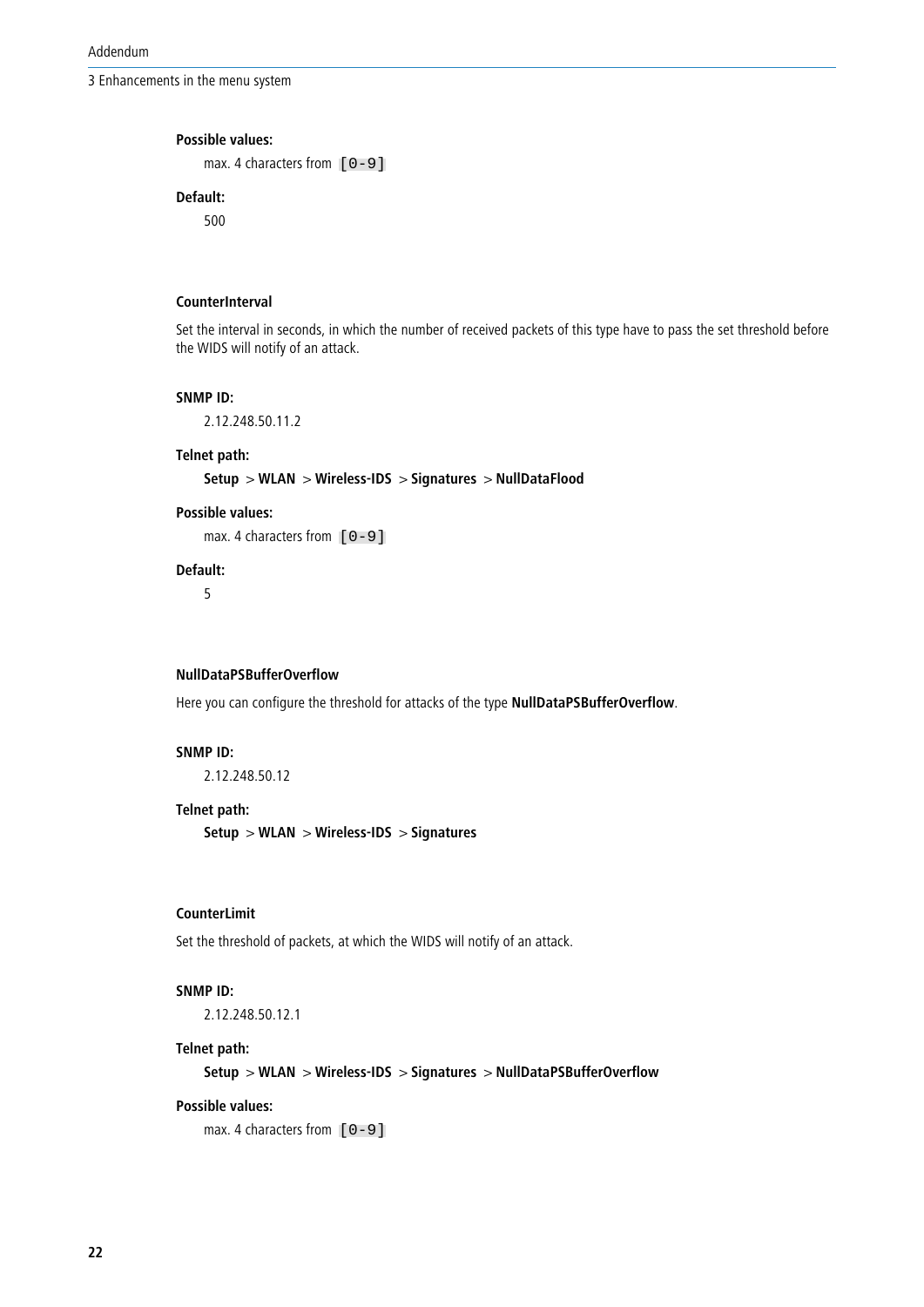**Possible values:**

max. 4 characters from `[0-9]`

**Default:**

500

#### CounterInterval

Set the interval in seconds, in which the number of received packets of this type have to pass the set threshold before the WIDS will notify of an attack.

**SNMP ID:**

2.12.248.50.11.2

**Telnet path:**

**Setup** > **WLAN** > **Wireless-IDS** > **Signatures** > **NullDataFlood**

**Possible values:**

max. 4 characters from `[0-9]`

**Default:**

5

#### NullDataPSBufferOverflow

Here you can configure the threshold for attacks of the type **NullDataPSBufferOverflow**.

**SNMP ID:**

2.12.248.50.12

**Telnet path:**

**Setup** > **WLAN** > **Wireless-IDS** > **Signatures**

#### CounterLimit

Set the threshold of packets, at which the WIDS will notify of an attack.

**SNMP ID:**

2.12.248.50.12.1

**Telnet path:**

**Setup** > **WLAN** > **Wireless-IDS** > **Signatures** > **NullDataPSBufferOverflow**

**Possible values:**

max. 4 characters from `[0-9]`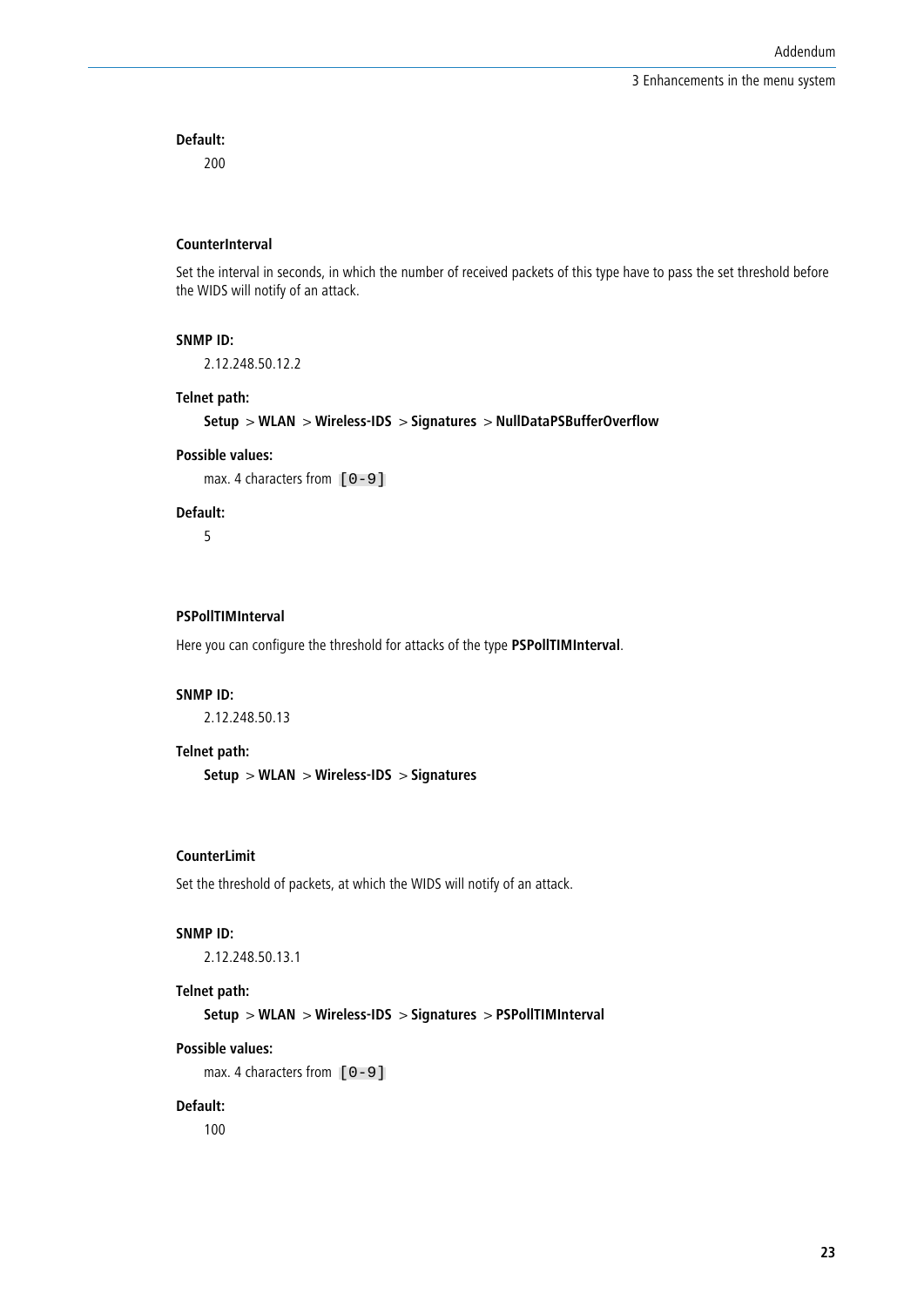**Default:**

200

#### CounterInterval

Set the interval in seconds, in which the number of received packets of this type have to pass the set threshold before the WIDS will notify of an attack.

**SNMP ID:**

2.12.248.50.12.2

**Telnet path:**

**Setup** > **WLAN** > **Wireless-IDS** > **Signatures** > **NullDataPSBufferOverflow**

**Possible values:**

max. 4 characters from `[0-9]`

**Default:**

5

#### PSPollTIMInterval

Here you can configure the threshold for attacks of the type **PSPollTIMInterval**.

**SNMP ID:**

2.12.248.50.13

**Telnet path:**

**Setup** > **WLAN** > **Wireless-IDS** > **Signatures**

#### CounterLimit

Set the threshold of packets, at which the WIDS will notify of an attack.

**SNMP ID:**

2.12.248.50.13.1

**Telnet path:**

**Setup** > **WLAN** > **Wireless-IDS** > **Signatures** > **PSPollTIMInterval**

**Possible values:**

max. 4 characters from `[0-9]`

**Default:**

100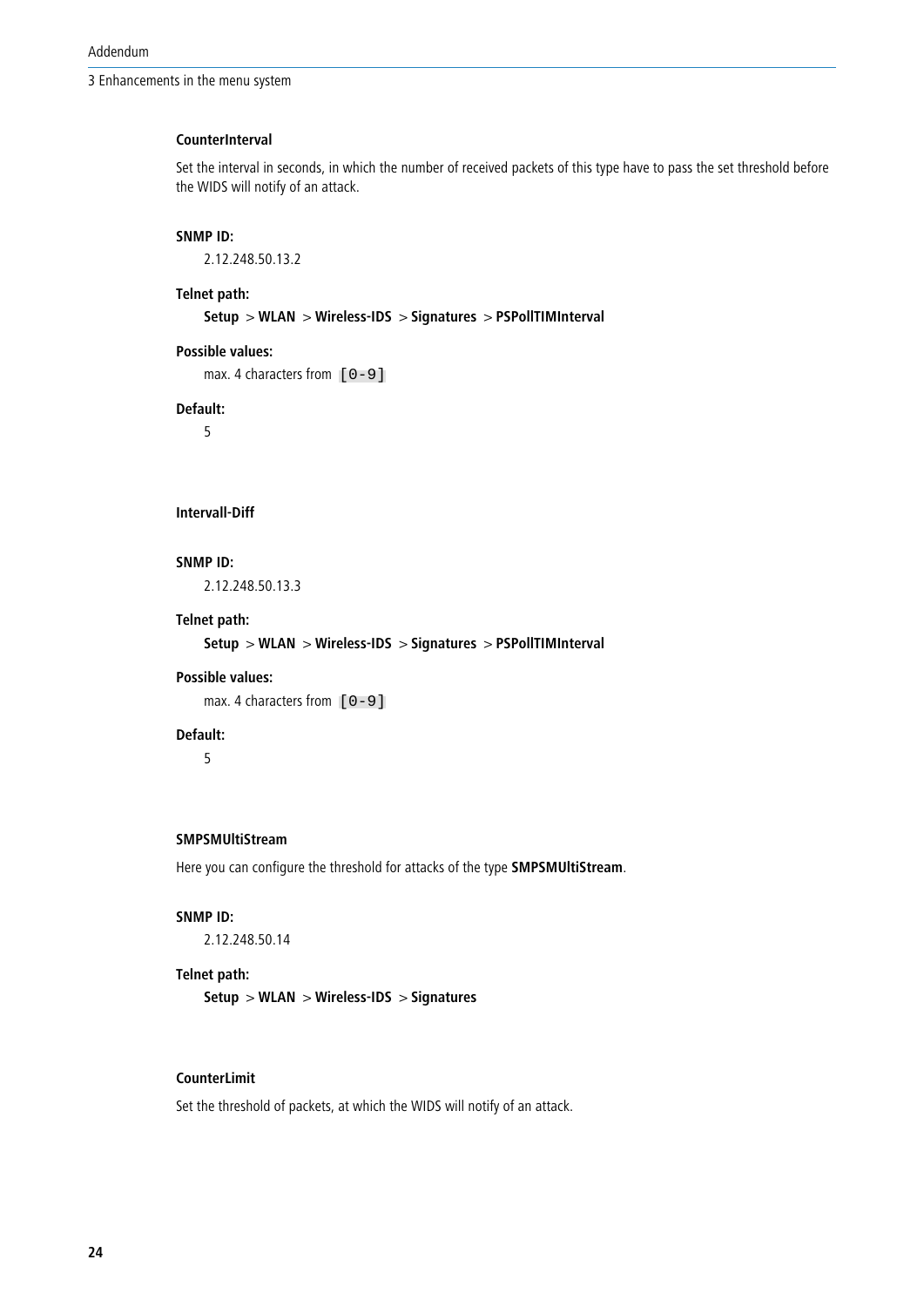#### CounterInterval

Set the interval in seconds, in which the number of received packets of this type have to pass the set threshold before the WIDS will notify of an attack.

**SNMP ID:**

2.12.248.50.13.2

**Telnet path:**

**Setup** > **WLAN** > **Wireless-IDS** > **Signatures** > **PSPollTIMInterval**

**Possible values:**

max. 4 characters from `[0-9]`

**Default:**

5

#### Intervall-Diff

**SNMP ID:**

2.12.248.50.13.3

**Telnet path:**

**Setup** > **WLAN** > **Wireless-IDS** > **Signatures** > **PSPollTIMInterval**

**Possible values:**

max. 4 characters from `[0-9]`

**Default:**

5

#### SMPSMUltiStream

Here you can configure the threshold for attacks of the type **SMPSMUltiStream**.

**SNMP ID:**

2.12.248.50.14

**Telnet path:**

**Setup** > **WLAN** > **Wireless-IDS** > **Signatures**

#### CounterLimit

Set the threshold of packets, at which the WIDS will notify of an attack.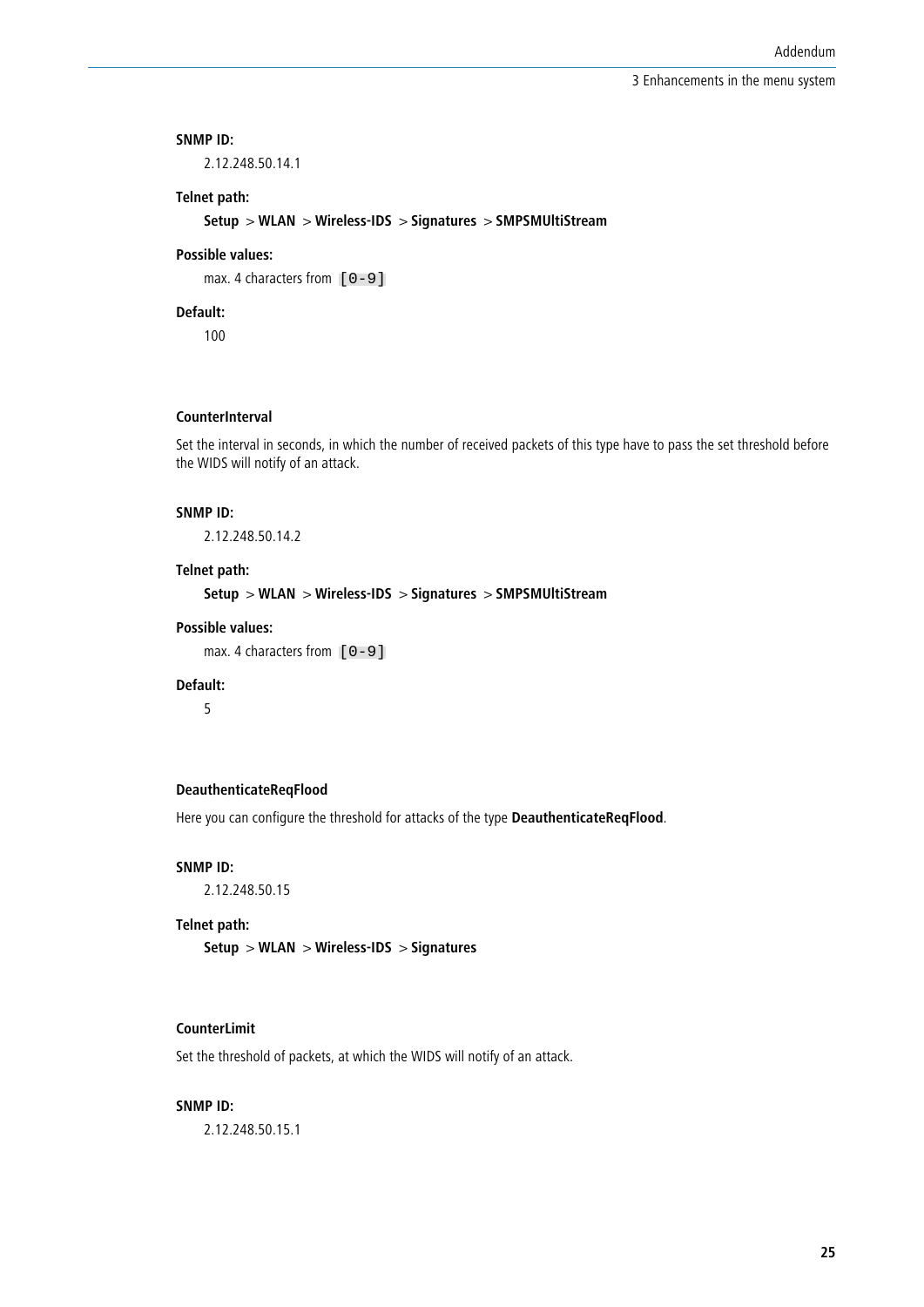**SNMP ID:**

2.12.248.50.14.1

**Telnet path:**

**Setup** > **WLAN** > **Wireless-IDS** > **Signatures** > **SMPSMUltiStream**

**Possible values:**

max. 4 characters from `[0-9]`

**Default:**

100

#### CounterInterval

Set the interval in seconds, in which the number of received packets of this type have to pass the set threshold before the WIDS will notify of an attack.

**SNMP ID:**

2.12.248.50.14.2

**Telnet path:**

**Setup** > **WLAN** > **Wireless-IDS** > **Signatures** > **SMPSMUltiStream**

**Possible values:**

max. 4 characters from `[0-9]`

**Default:**

5

#### DeauthenticateReqFlood

Here you can configure the threshold for attacks of the type **DeauthenticateReqFlood**.

**SNMP ID:**

2.12.248.50.15

**Telnet path:**

**Setup** > **WLAN** > **Wireless-IDS** > **Signatures**

#### CounterLimit

Set the threshold of packets, at which the WIDS will notify of an attack.

**SNMP ID:**

2.12.248.50.15.1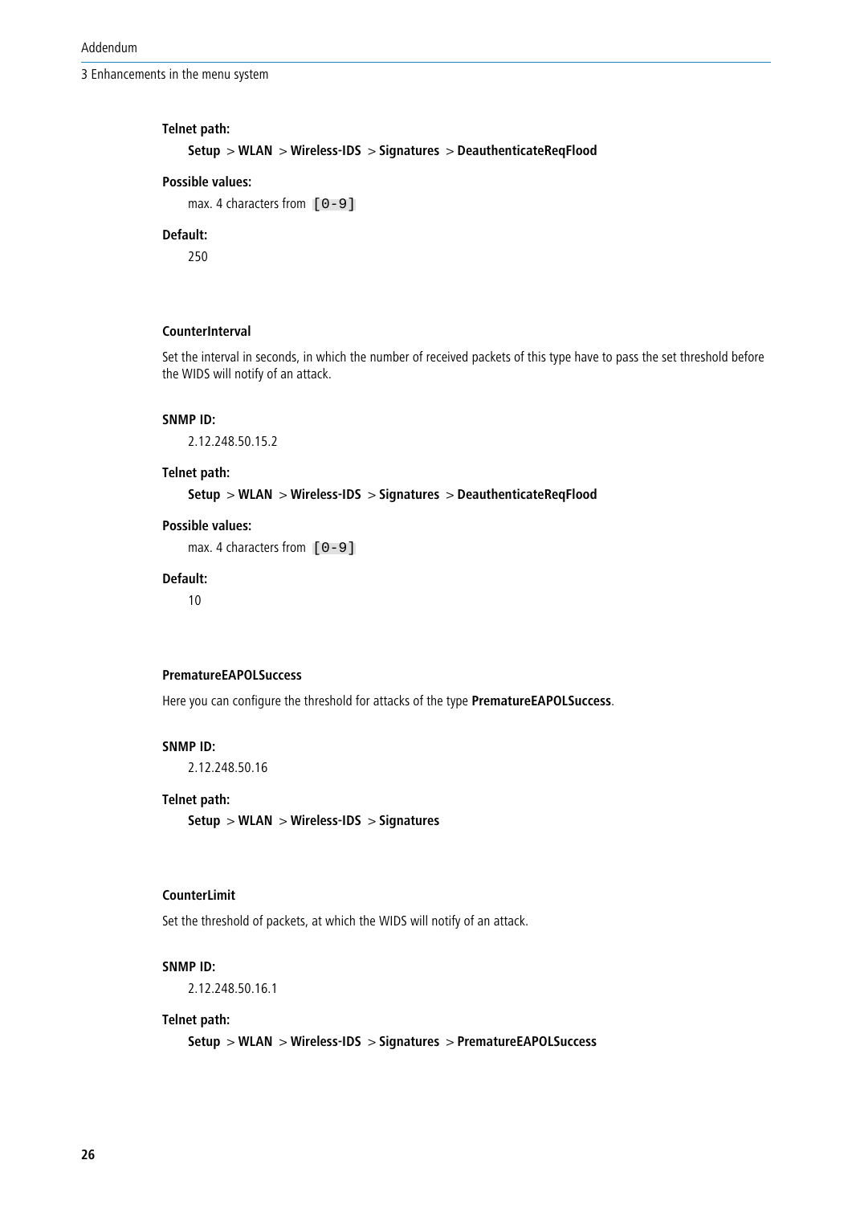**Telnet path:**

**Setup** > **WLAN** > **Wireless-IDS** > **Signatures** > **DeauthenticateReqFlood**

**Possible values:**

max. 4 characters from `[0-9]`

**Default:**

250

#### CounterInterval

Set the interval in seconds, in which the number of received packets of this type have to pass the set threshold before the WIDS will notify of an attack.

**SNMP ID:**

2.12.248.50.15.2

**Telnet path:**

**Setup** > **WLAN** > **Wireless-IDS** > **Signatures** > **DeauthenticateReqFlood**

**Possible values:**

max. 4 characters from `[0-9]`

**Default:**

10

#### PrematureEAPOLSuccess

Here you can configure the threshold for attacks of the type **PrematureEAPOLSuccess**.

**SNMP ID:**

2.12.248.50.16

**Telnet path:**

**Setup** > **WLAN** > **Wireless-IDS** > **Signatures**

#### CounterLimit

Set the threshold of packets, at which the WIDS will notify of an attack.

**SNMP ID:**

2.12.248.50.16.1

**Telnet path:**

**Setup** > **WLAN** > **Wireless-IDS** > **Signatures** > **PrematureEAPOLSuccess**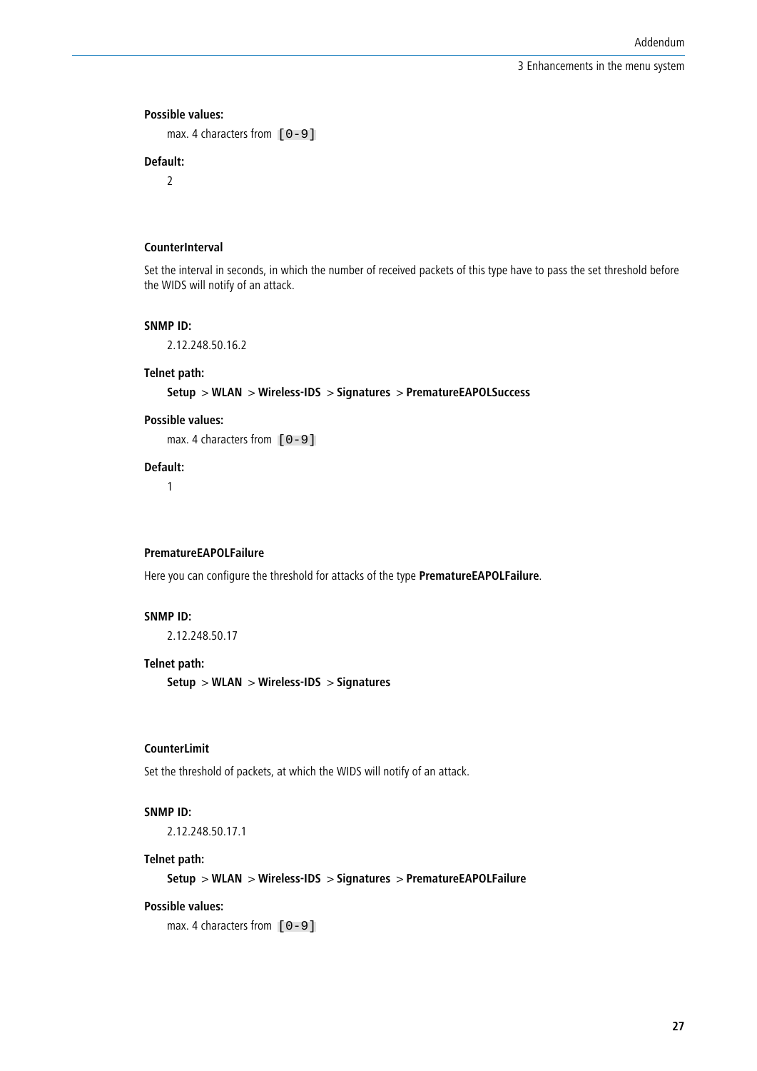**Possible values:**

max. 4 characters from `[0-9]`

**Default:**

2

### CounterInterval

Set the interval in seconds, in which the number of received packets of this type have to pass the set threshold before the WIDS will notify of an attack.

**SNMP ID:**

2.12.248.50.16.2

**Telnet path:**

**Setup** > **WLAN** > **Wireless-IDS** > **Signatures** > **PrematureEAPOLSuccess**

**Possible values:**

max. 4 characters from `[0-9]`

**Default:**

1

### PrematureEAPOLFailure

Here you can configure the threshold for attacks of the type **PrematureEAPOLFailure**.

**SNMP ID:**

2.12.248.50.17

**Telnet path:**

**Setup** > **WLAN** > **Wireless-IDS** > **Signatures**

### CounterLimit

Set the threshold of packets, at which the WIDS will notify of an attack.

**SNMP ID:**

2.12.248.50.17.1

**Telnet path:**

**Setup** > **WLAN** > **Wireless-IDS** > **Signatures** > **PrematureEAPOLFailure**

**Possible values:**

max. 4 characters from `[0-9]`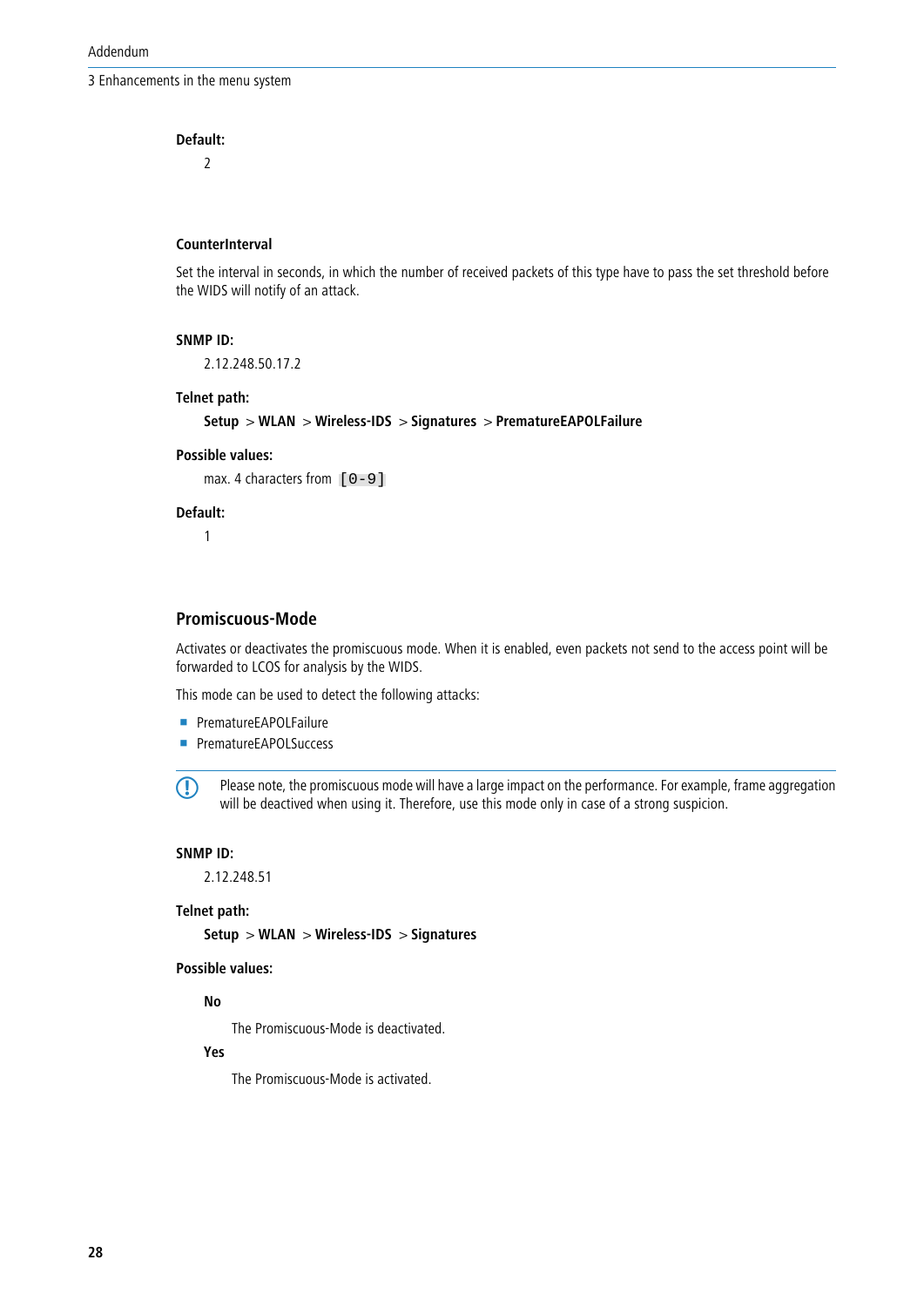**Default:**

2

**CounterInterval**

Set the interval in seconds, in which the number of received packets of this type have to pass the set threshold before the WIDS will notify of an attack.

**SNMP ID:**

2.12.248.50.17.2

**Telnet path:**

**Setup** > **WLAN** > **Wireless-IDS** > **Signatures** > **PrematureEAPOLFailure**

**Possible values:**

max. 4 characters from `[0-9]`

**Default:**

1

## Promiscuous-Mode

Activates or deactivates the promiscuous mode. When it is enabled, even packets not send to the access point will be forwarded to LCOS for analysis by the WIDS.

This mode can be used to detect the following attacks:

- PrematureEAPOLFailure
- PrematureEAPOLSuccess

> Please note, the promiscuous mode will have a large impact on the performance. For example, frame aggregation will be deactived when using it. Therefore, use this mode only in case of a strong suspicion.

**SNMP ID:**

2.12.248.51

**Telnet path:**

**Setup** > **WLAN** > **Wireless-IDS** > **Signatures**

**Possible values:**

**No**

The Promiscuous-Mode is deactivated.

**Yes**

The Promiscuous-Mode is activated.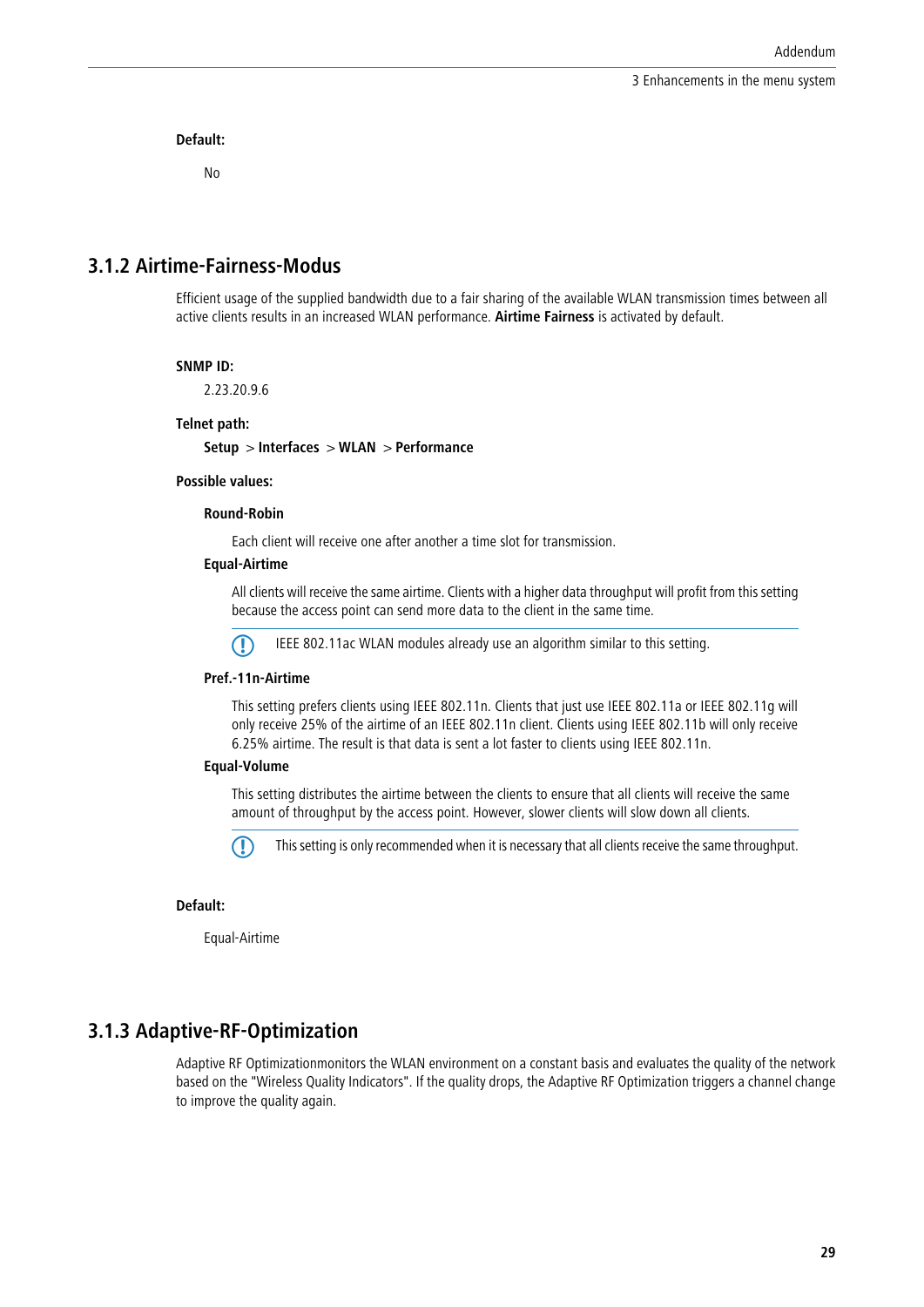**Default:**

No

## 3.1.2 Airtime-Fairness-Modus

Efficient usage of the supplied bandwidth due to a fair sharing of the available WLAN transmission times between all active clients results in an increased WLAN performance. **Airtime Fairness** is activated by default.

**SNMP ID:**

2.23.20.9.6

**Telnet path:**

**Setup** > **Interfaces** > **WLAN** > **Performance**

**Possible values:**

**Round-Robin**

Each client will receive one after another a time slot for transmission.

**Equal-Airtime**

All clients will receive the same airtime. Clients with a higher data throughput will profit from this setting because the access point can send more data to the client in the same time.

> IEEE 802.11ac WLAN modules already use an algorithm similar to this setting.

**Pref.-11n-Airtime**

This setting prefers clients using IEEE 802.11n. Clients that just use IEEE 802.11a or IEEE 802.11g will only receive 25% of the airtime of an IEEE 802.11n client. Clients using IEEE 802.11b will only receive 6.25% airtime. The result is that data is sent a lot faster to clients using IEEE 802.11n.

**Equal-Volume**

This setting distributes the airtime between the clients to ensure that all clients will receive the same amount of throughput by the access point. However, slower clients will slow down all clients.

> This setting is only recommended when it is necessary that all clients receive the same throughput.

**Default:**

Equal-Airtime

## 3.1.3 Adaptive-RF-Optimization

Adaptive RF Optimizationmonitors the WLAN environment on a constant basis and evaluates the quality of the network based on the "Wireless Quality Indicators". If the quality drops, the Adaptive RF Optimization triggers a channel change to improve the quality again.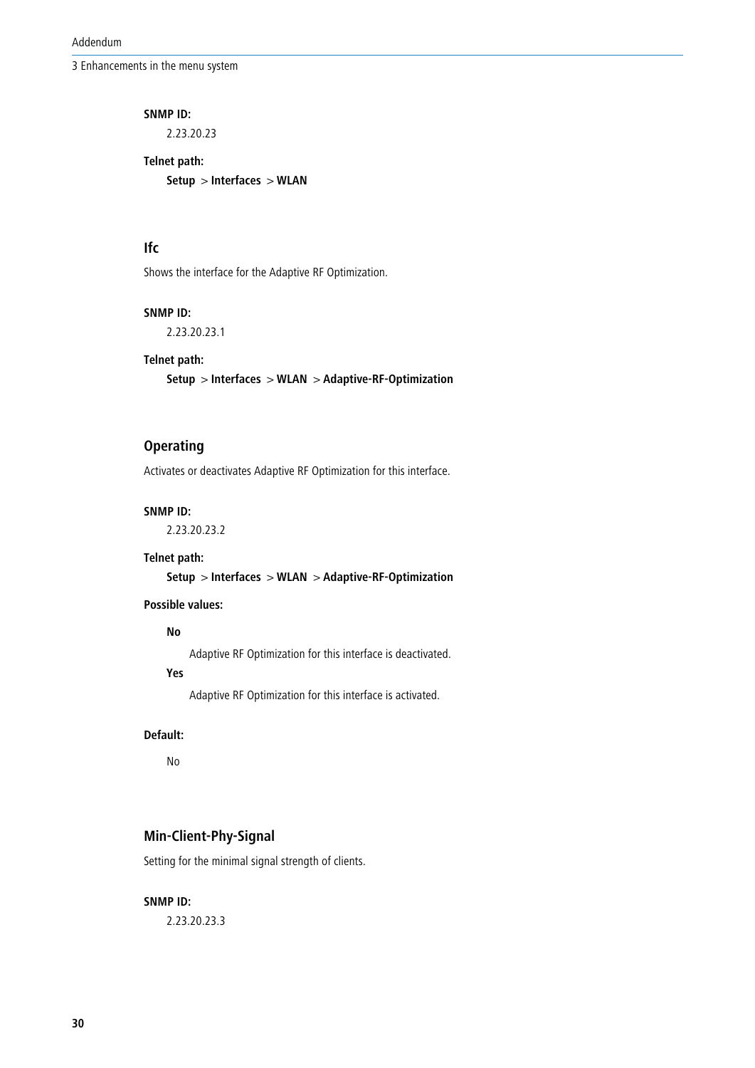**SNMP ID:**

2.23.20.23

**Telnet path:**

**Setup** > **Interfaces** > **WLAN**

### Ifc

Shows the interface for the Adaptive RF Optimization.

**SNMP ID:**

2.23.20.23.1

**Telnet path:**

**Setup** > **Interfaces** > **WLAN** > **Adaptive-RF-Optimization**

### Operating

Activates or deactivates Adaptive RF Optimization for this interface.

**SNMP ID:**

2.23.20.23.2

**Telnet path:**

**Setup** > **Interfaces** > **WLAN** > **Adaptive-RF-Optimization**

**Possible values:**

**No**

Adaptive RF Optimization for this interface is deactivated.

**Yes**

Adaptive RF Optimization for this interface is activated.

**Default:**

No

### Min-Client-Phy-Signal

Setting for the minimal signal strength of clients.

**SNMP ID:**

2.23.20.23.3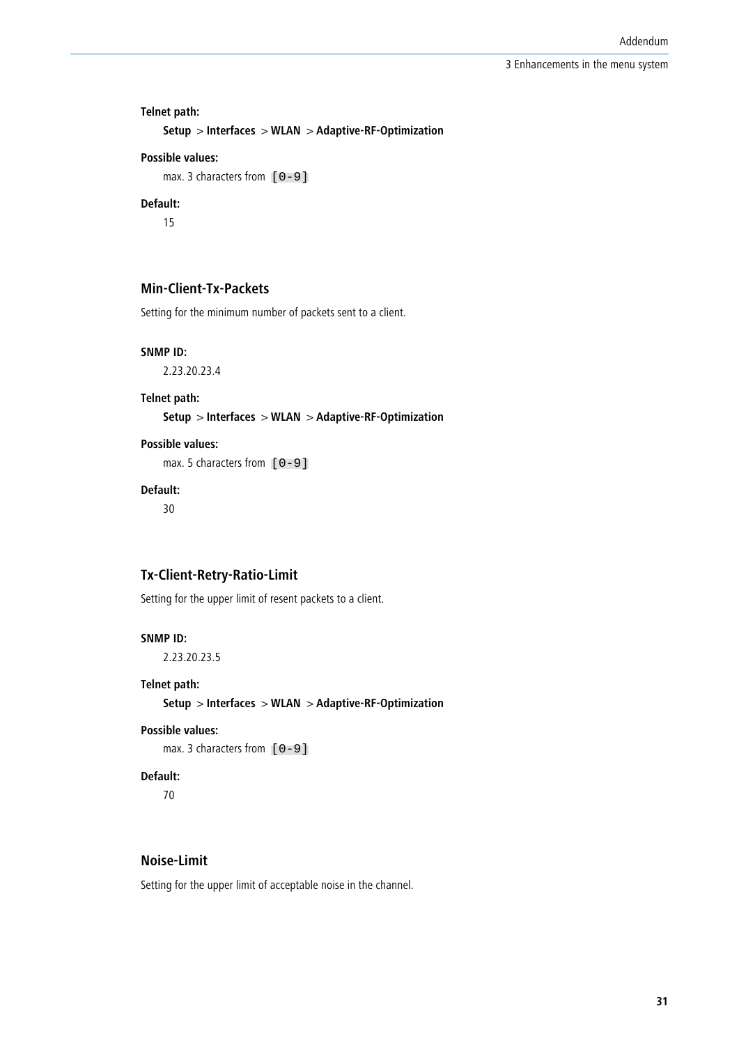**Telnet path:**

**Setup** > **Interfaces** > **WLAN** > **Adaptive-RF-Optimization**

**Possible values:**

max. 3 characters from `[0-9]`

**Default:**

15

### Min-Client-Tx-Packets

Setting for the minimum number of packets sent to a client.

**SNMP ID:**

2.23.20.23.4

**Telnet path:**

**Setup** > **Interfaces** > **WLAN** > **Adaptive-RF-Optimization**

**Possible values:**

max. 5 characters from `[0-9]`

**Default:**

30

### Tx-Client-Retry-Ratio-Limit

Setting for the upper limit of resent packets to a client.

**SNMP ID:**

2.23.20.23.5

**Telnet path:**

**Setup** > **Interfaces** > **WLAN** > **Adaptive-RF-Optimization**

**Possible values:**

max. 3 characters from `[0-9]`

**Default:**

70

### Noise-Limit

Setting for the upper limit of acceptable noise in the channel.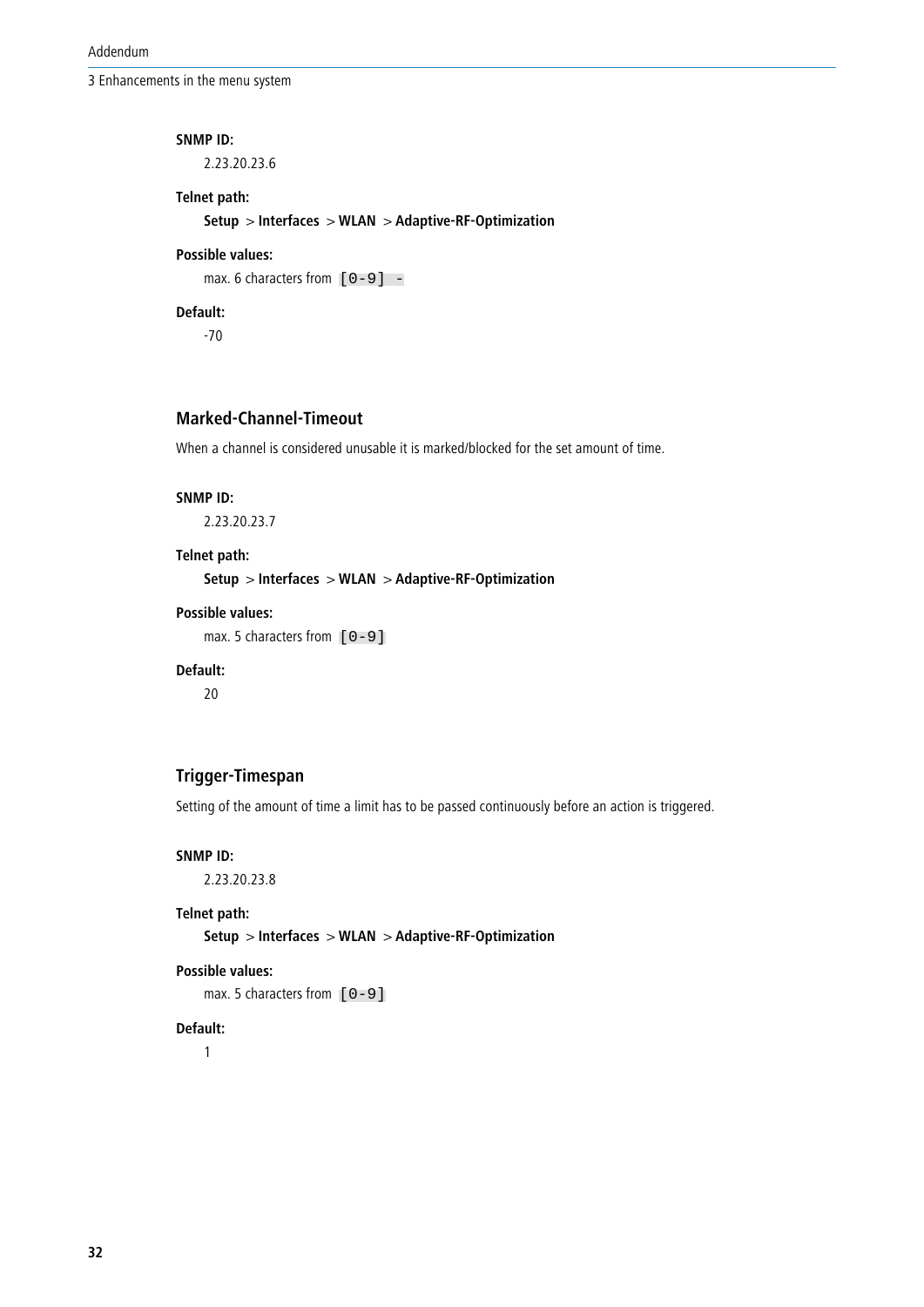**SNMP ID:**

2.23.20.23.6

**Telnet path:**

**Setup** > **Interfaces** > **WLAN** > **Adaptive-RF-Optimization**

**Possible values:**

max. 6 characters from `[0-9] -`

**Default:**

-70

### Marked-Channel-Timeout

When a channel is considered unusable it is marked/blocked for the set amount of time.

**SNMP ID:**

2.23.20.23.7

**Telnet path:**

**Setup** > **Interfaces** > **WLAN** > **Adaptive-RF-Optimization**

**Possible values:**

max. 5 characters from `[0-9]`

**Default:**

20

### Trigger-Timespan

Setting of the amount of time a limit has to be passed continuously before an action is triggered.

**SNMP ID:**

2.23.20.23.8

**Telnet path:**

**Setup** > **Interfaces** > **WLAN** > **Adaptive-RF-Optimization**

**Possible values:**

max. 5 characters from `[0-9]`

**Default:**

1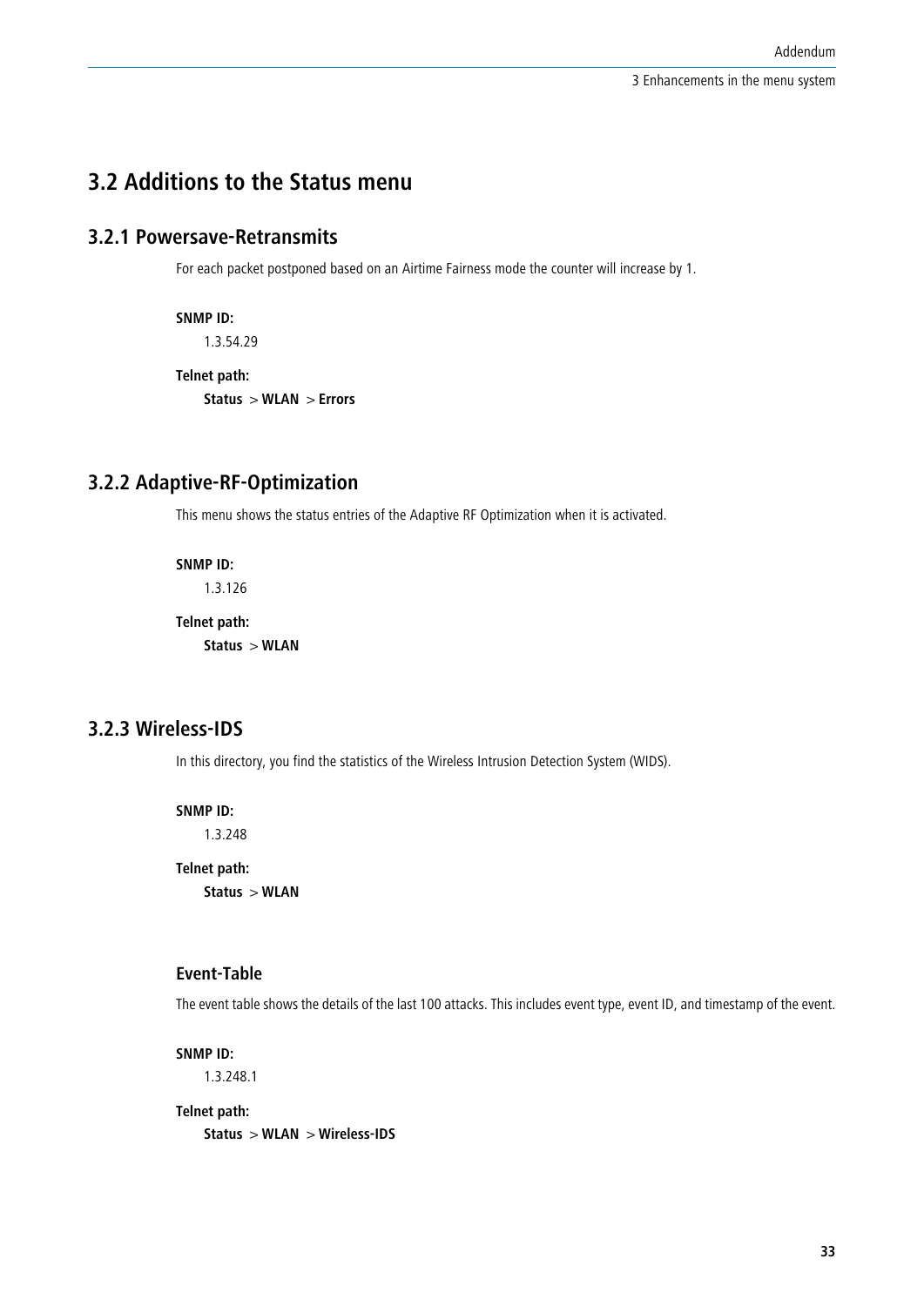## 3.2 Additions to the Status menu

### 3.2.1 Powersave-Retransmits

For each packet postponed based on an Airtime Fairness mode the counter will increase by 1.

**SNMP ID:**

1.3.54.29

**Telnet path:**

**Status** > **WLAN** > **Errors**

### 3.2.2 Adaptive-RF-Optimization

This menu shows the status entries of the Adaptive RF Optimization when it is activated.

**SNMP ID:**

1.3.126

**Telnet path:**

**Status** > **WLAN**

### 3.2.3 Wireless-IDS

In this directory, you find the statistics of the Wireless Intrusion Detection System (WIDS).

**SNMP ID:**

1.3.248

**Telnet path:**

**Status** > **WLAN**

#### Event-Table

The event table shows the details of the last 100 attacks. This includes event type, event ID, and timestamp of the event.

**SNMP ID:**

1.3.248.1

**Telnet path:**

**Status** > **WLAN** > **Wireless-IDS**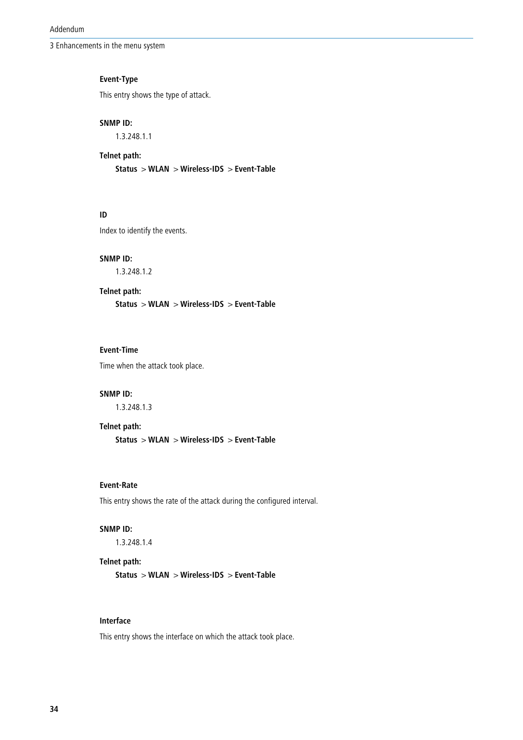#### Event-Type

This entry shows the type of attack.

**SNMP ID:**

1.3.248.1.1

**Telnet path:**

**Status** > **WLAN** > **Wireless-IDS** > **Event-Table**

#### ID

Index to identify the events.

**SNMP ID:**

1.3.248.1.2

**Telnet path:**

**Status** > **WLAN** > **Wireless-IDS** > **Event-Table**

#### Event-Time

Time when the attack took place.

**SNMP ID:**

1.3.248.1.3

**Telnet path:**

**Status** > **WLAN** > **Wireless-IDS** > **Event-Table**

#### Event-Rate

This entry shows the rate of the attack during the configured interval.

**SNMP ID:**

1.3.248.1.4

**Telnet path:**

**Status** > **WLAN** > **Wireless-IDS** > **Event-Table**

#### Interface

This entry shows the interface on which the attack took place.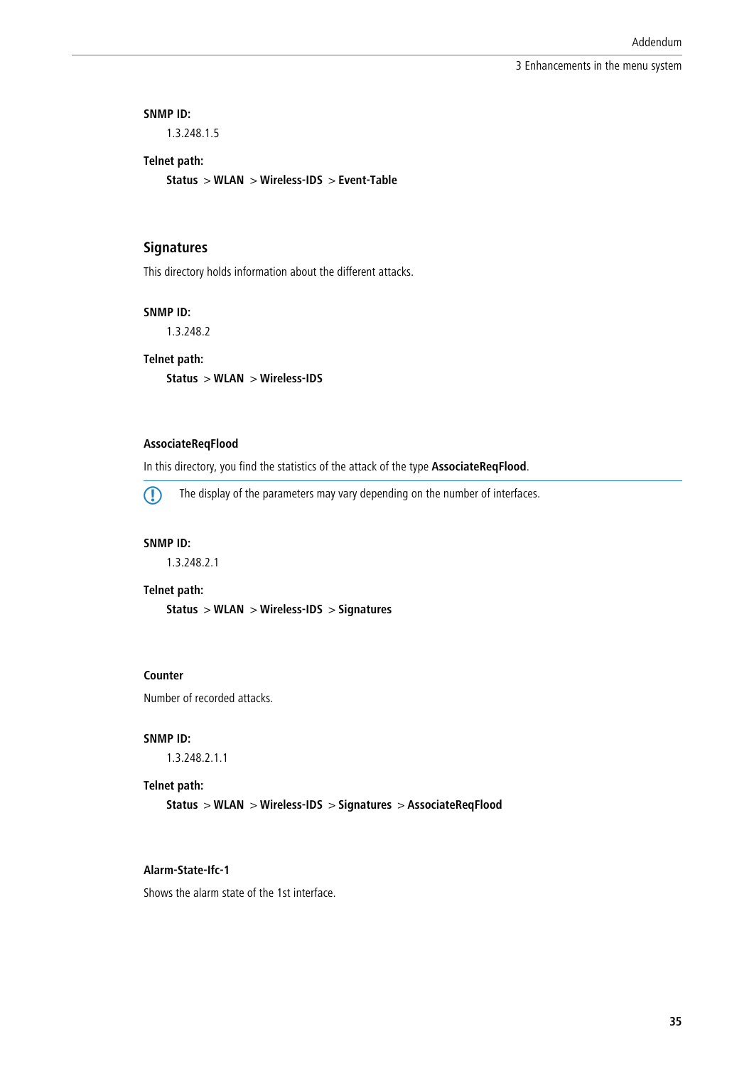**SNMP ID:**

1.3.248.1.5

**Telnet path:**

**Status** > **WLAN** > **Wireless-IDS** > **Event-Table**

## Signatures

This directory holds information about the different attacks.

**SNMP ID:**

1.3.248.2

**Telnet path:**

**Status** > **WLAN** > **Wireless-IDS**

### AssociateReqFlood

In this directory, you find the statistics of the attack of the type **AssociateReqFlood**.

The display of the parameters may vary depending on the number of interfaces.

**SNMP ID:**

1.3.248.2.1

**Telnet path:**

**Status** > **WLAN** > **Wireless-IDS** > **Signatures**

### Counter

Number of recorded attacks.

**SNMP ID:**

1.3.248.2.1.1

**Telnet path:**

**Status** > **WLAN** > **Wireless-IDS** > **Signatures** > **AssociateReqFlood**

### Alarm-State-Ifc-1

Shows the alarm state of the 1st interface.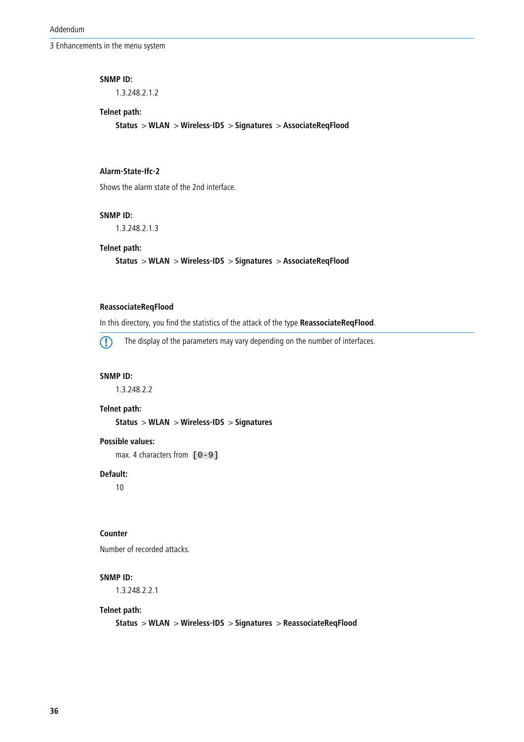**SNMP ID:**

1.3.248.2.1.2

**Telnet path:**

**Status** > **WLAN** > **Wireless-IDS** > **Signatures** > **AssociateReqFlood**

#### Alarm-State-Ifc-2

Shows the alarm state of the 2nd interface.

**SNMP ID:**

1.3.248.2.1.3

**Telnet path:**

**Status** > **WLAN** > **Wireless-IDS** > **Signatures** > **AssociateReqFlood**

#### ReassociateReqFlood

In this directory, you find the statistics of the attack of the type **ReassociateReqFlood**.

The display of the parameters may vary depending on the number of interfaces.

**SNMP ID:**

1.3.248.2.2

**Telnet path:**

**Status** > **WLAN** > **Wireless-IDS** > **Signatures**

**Possible values:**

max. 4 characters from `[0-9]`

**Default:**

10

#### Counter

Number of recorded attacks.

**SNMP ID:**

1.3.248.2.2.1

**Telnet path:**

**Status** > **WLAN** > **Wireless-IDS** > **Signatures** > **ReassociateReqFlood**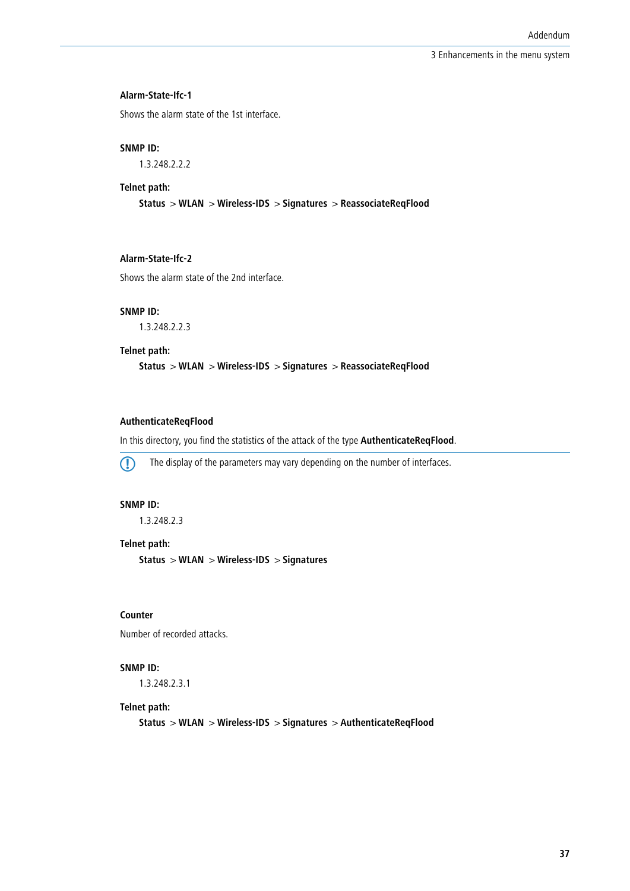#### Alarm-State-Ifc-1

Shows the alarm state of the 1st interface.

**SNMP ID:**

1.3.248.2.2.2

**Telnet path:**

**Status** > **WLAN** > **Wireless-IDS** > **Signatures** > **ReassociateReqFlood**

#### Alarm-State-Ifc-2

Shows the alarm state of the 2nd interface.

**SNMP ID:**

1.3.248.2.2.3

**Telnet path:**

**Status** > **WLAN** > **Wireless-IDS** > **Signatures** > **ReassociateReqFlood**

#### AuthenticateReqFlood

In this directory, you find the statistics of the attack of the type **AuthenticateReqFlood**.

> The display of the parameters may vary depending on the number of interfaces.

**SNMP ID:**

1.3.248.2.3

**Telnet path:**

**Status** > **WLAN** > **Wireless-IDS** > **Signatures**

#### Counter

Number of recorded attacks.

**SNMP ID:**

1.3.248.2.3.1

**Telnet path:**

**Status** > **WLAN** > **Wireless-IDS** > **Signatures** > **AuthenticateReqFlood**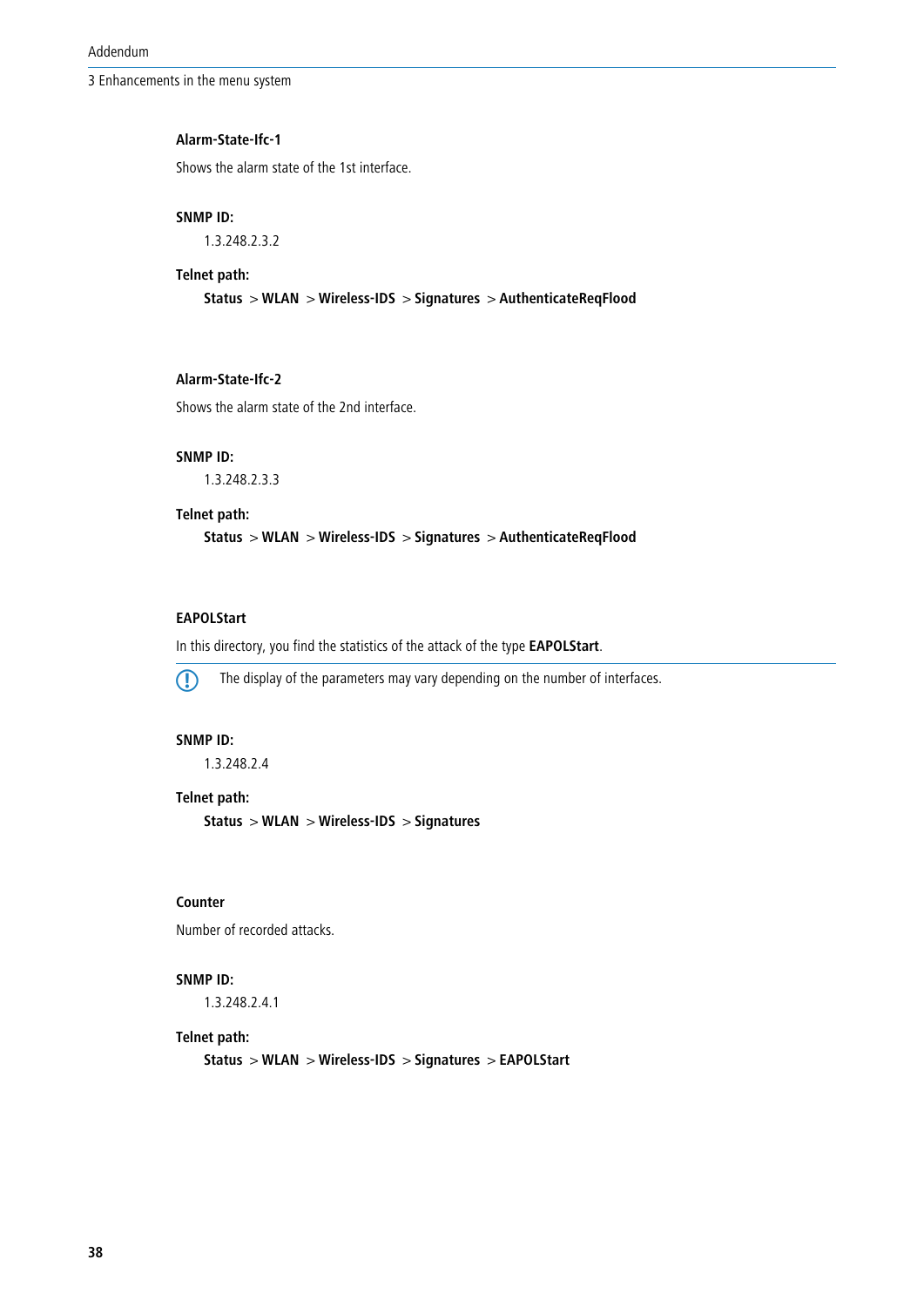**Alarm-State-Ifc-1**

Shows the alarm state of the 1st interface.

**SNMP ID:**

1.3.248.2.3.2

**Telnet path:**

**Status** > **WLAN** > **Wireless-IDS** > **Signatures** > **AuthenticateReqFlood**

**Alarm-State-Ifc-2**

Shows the alarm state of the 2nd interface.

**SNMP ID:**

1.3.248.2.3.3

**Telnet path:**

**Status** > **WLAN** > **Wireless-IDS** > **Signatures** > **AuthenticateReqFlood**

**EAPOLStart**

In this directory, you find the statistics of the attack of the type **EAPOLStart**.

> The display of the parameters may vary depending on the number of interfaces.

**SNMP ID:**

1.3.248.2.4

**Telnet path:**

**Status** > **WLAN** > **Wireless-IDS** > **Signatures**

**Counter**

Number of recorded attacks.

**SNMP ID:**

1.3.248.2.4.1

**Telnet path:**

**Status** > **WLAN** > **Wireless-IDS** > **Signatures** > **EAPOLStart**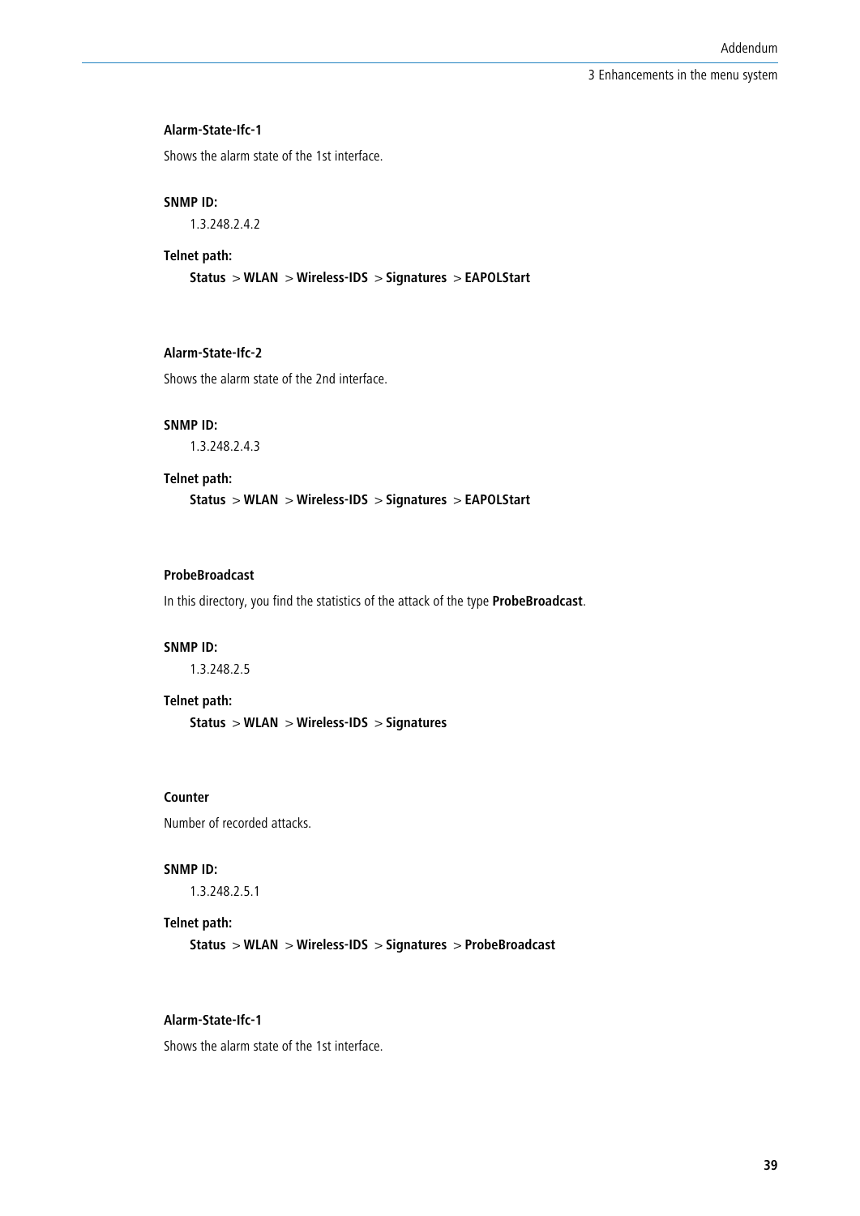**Alarm-State-Ifc-1**

Shows the alarm state of the 1st interface.

**SNMP ID:**

1.3.248.2.4.2

**Telnet path:**

**Status** > **WLAN** > **Wireless-IDS** > **Signatures** > **EAPOLStart**

**Alarm-State-Ifc-2**

Shows the alarm state of the 2nd interface.

**SNMP ID:**

1.3.248.2.4.3

**Telnet path:**

**Status** > **WLAN** > **Wireless-IDS** > **Signatures** > **EAPOLStart**

**ProbeBroadcast**

In this directory, you find the statistics of the attack of the type **ProbeBroadcast**.

**SNMP ID:**

1.3.248.2.5

**Telnet path:**

**Status** > **WLAN** > **Wireless-IDS** > **Signatures**

**Counter**

Number of recorded attacks.

**SNMP ID:**

1.3.248.2.5.1

**Telnet path:**

**Status** > **WLAN** > **Wireless-IDS** > **Signatures** > **ProbeBroadcast**

**Alarm-State-Ifc-1**

Shows the alarm state of the 1st interface.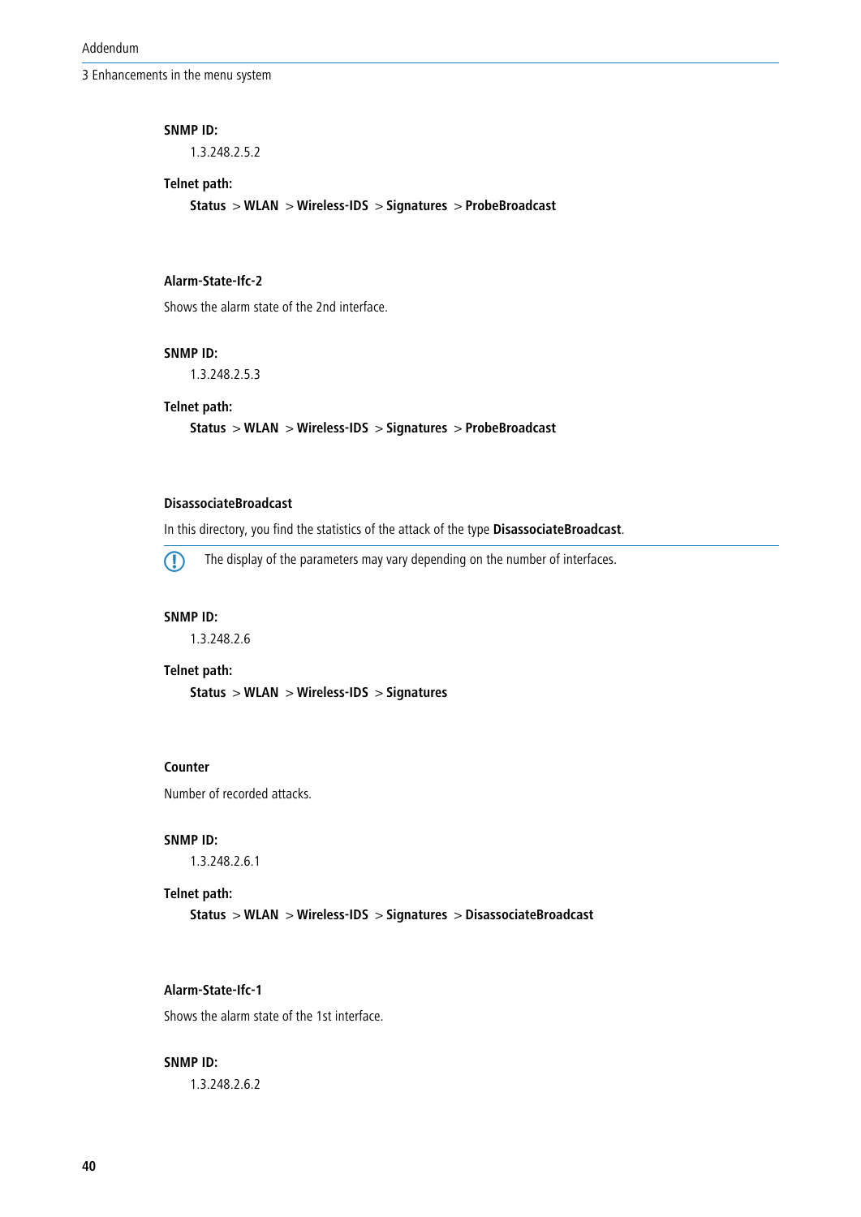**SNMP ID:**

1.3.248.2.5.2

**Telnet path:**

**Status** > **WLAN** > **Wireless-IDS** > **Signatures** > **ProbeBroadcast**

#### Alarm-State-Ifc-2

Shows the alarm state of the 2nd interface.

**SNMP ID:**

1.3.248.2.5.3

**Telnet path:**

**Status** > **WLAN** > **Wireless-IDS** > **Signatures** > **ProbeBroadcast**

#### DisassociateBroadcast

In this directory, you find the statistics of the attack of the type **DisassociateBroadcast**.

> The display of the parameters may vary depending on the number of interfaces.

**SNMP ID:**

1.3.248.2.6

**Telnet path:**

**Status** > **WLAN** > **Wireless-IDS** > **Signatures**

#### Counter

Number of recorded attacks.

**SNMP ID:**

1.3.248.2.6.1

**Telnet path:**

**Status** > **WLAN** > **Wireless-IDS** > **Signatures** > **DisassociateBroadcast**

#### Alarm-State-Ifc-1

Shows the alarm state of the 1st interface.

**SNMP ID:**

1.3.248.2.6.2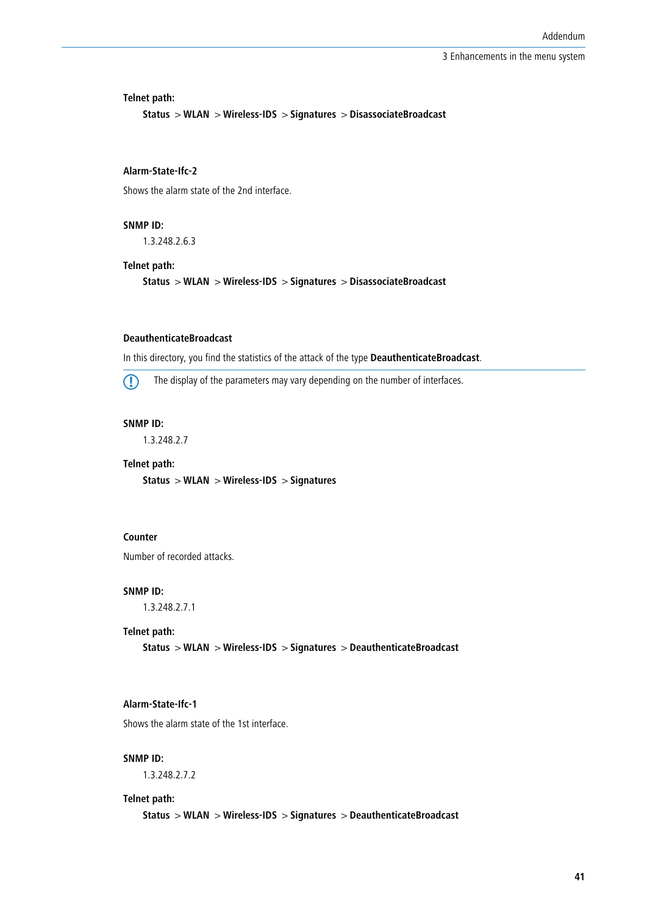**Telnet path:**

**Status** > **WLAN** > **Wireless-IDS** > **Signatures** > **DisassociateBroadcast**

#### Alarm-State-Ifc-2

Shows the alarm state of the 2nd interface.

**SNMP ID:**

1.3.248.2.6.3

**Telnet path:**

**Status** > **WLAN** > **Wireless-IDS** > **Signatures** > **DisassociateBroadcast**

#### DeauthenticateBroadcast

In this directory, you find the statistics of the attack of the type **DeauthenticateBroadcast**.

> The display of the parameters may vary depending on the number of interfaces.

**SNMP ID:**

1.3.248.2.7

**Telnet path:**

**Status** > **WLAN** > **Wireless-IDS** > **Signatures**

#### Counter

Number of recorded attacks.

**SNMP ID:**

1.3.248.2.7.1

**Telnet path:**

**Status** > **WLAN** > **Wireless-IDS** > **Signatures** > **DeauthenticateBroadcast**

#### Alarm-State-Ifc-1

Shows the alarm state of the 1st interface.

**SNMP ID:**

1.3.248.2.7.2

**Telnet path:**

**Status** > **WLAN** > **Wireless-IDS** > **Signatures** > **DeauthenticateBroadcast**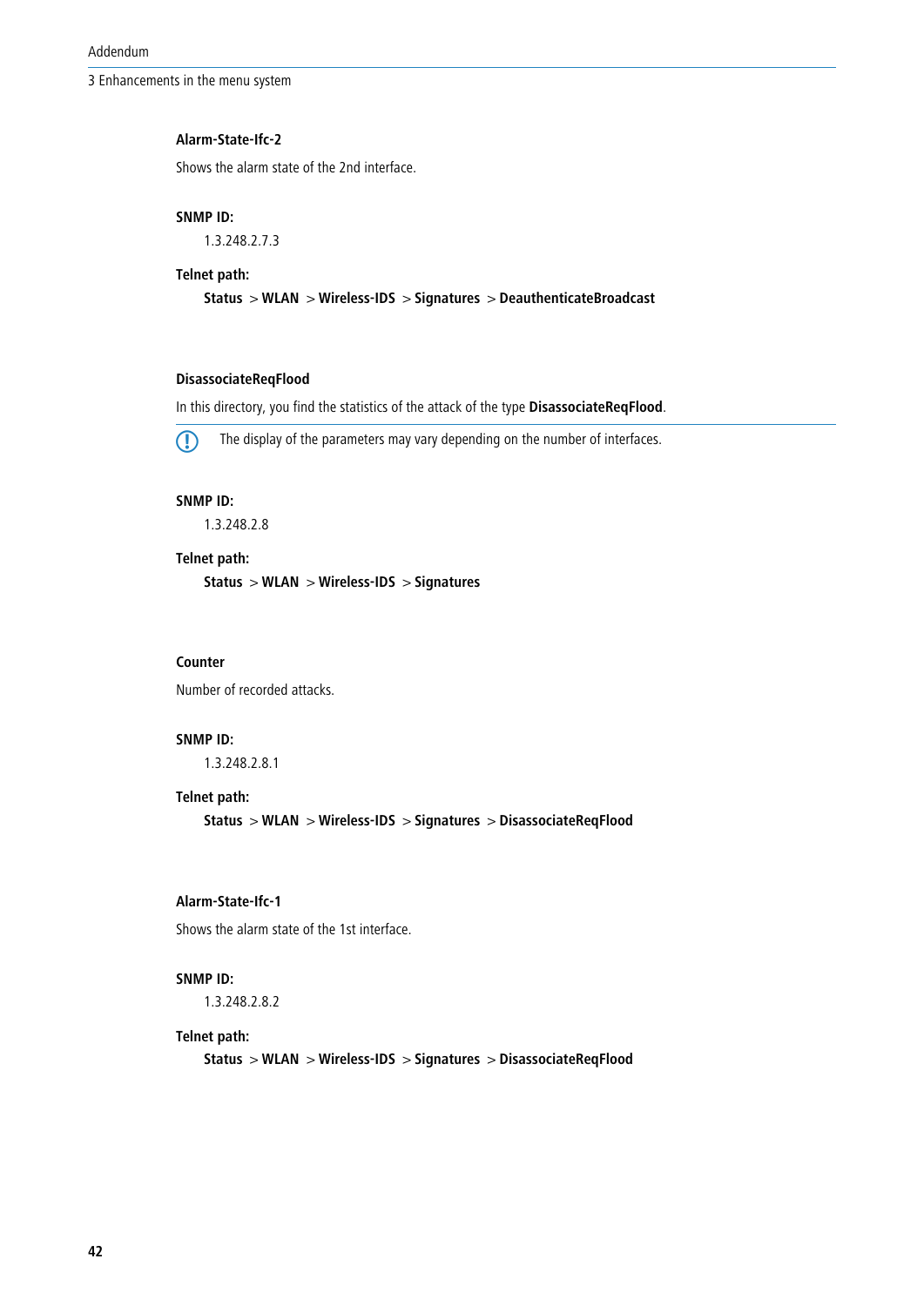### Alarm-State-Ifc-2

Shows the alarm state of the 2nd interface.

**SNMP ID:**

1.3.248.2.7.3

**Telnet path:**

**Status** > **WLAN** > **Wireless-IDS** > **Signatures** > **DeauthenticateBroadcast**

### DisassociateReqFlood

In this directory, you find the statistics of the attack of the type **DisassociateReqFlood**.

The display of the parameters may vary depending on the number of interfaces.

**SNMP ID:**

1.3.248.2.8

**Telnet path:**

**Status** > **WLAN** > **Wireless-IDS** > **Signatures**

### Counter

Number of recorded attacks.

**SNMP ID:**

1.3.248.2.8.1

**Telnet path:**

**Status** > **WLAN** > **Wireless-IDS** > **Signatures** > **DisassociateReqFlood**

### Alarm-State-Ifc-1

Shows the alarm state of the 1st interface.

**SNMP ID:**

1.3.248.2.8.2

**Telnet path:**

**Status** > **WLAN** > **Wireless-IDS** > **Signatures** > **DisassociateReqFlood**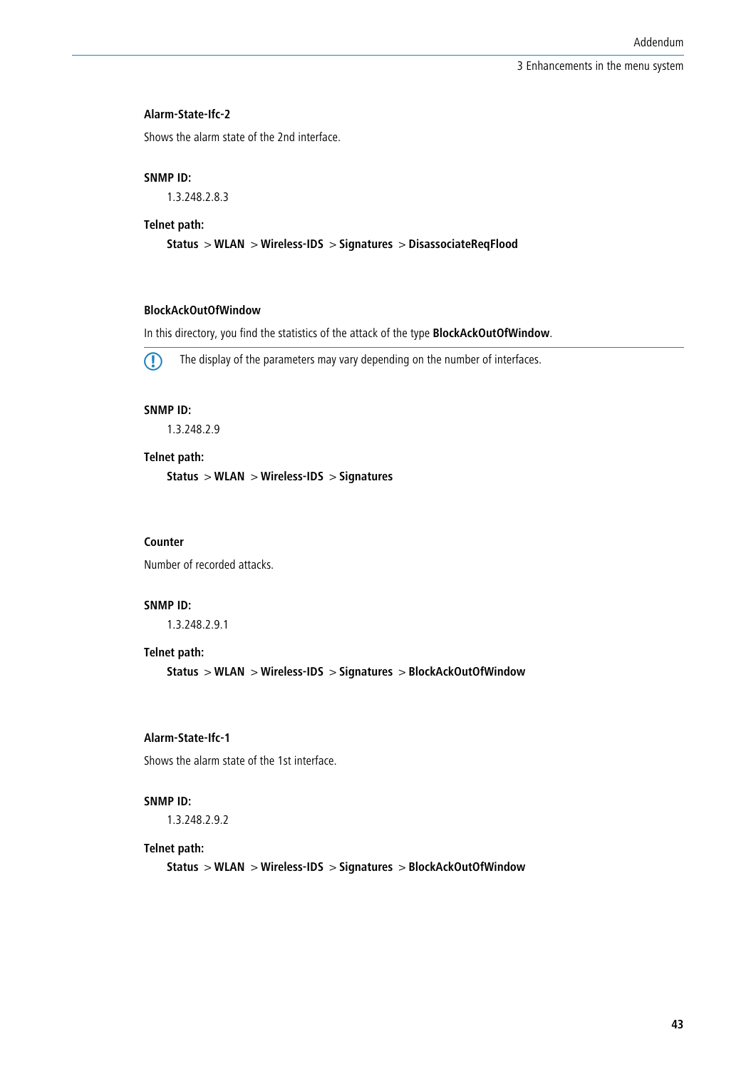#### Alarm-State-Ifc-2

Shows the alarm state of the 2nd interface.

**SNMP ID:**

1.3.248.2.8.3

**Telnet path:**

**Status** > **WLAN** > **Wireless-IDS** > **Signatures** > **DisassociateReqFlood**

### BlockAckOutOfWindow

In this directory, you find the statistics of the attack of the type **BlockAckOutOfWindow**.

The display of the parameters may vary depending on the number of interfaces.

**SNMP ID:**

1.3.248.2.9

**Telnet path:**

**Status** > **WLAN** > **Wireless-IDS** > **Signatures**

#### Counter

Number of recorded attacks.

**SNMP ID:**

1.3.248.2.9.1

**Telnet path:**

**Status** > **WLAN** > **Wireless-IDS** > **Signatures** > **BlockAckOutOfWindow**

#### Alarm-State-Ifc-1

Shows the alarm state of the 1st interface.

**SNMP ID:**

1.3.248.2.9.2

**Telnet path:**

**Status** > **WLAN** > **Wireless-IDS** > **Signatures** > **BlockAckOutOfWindow**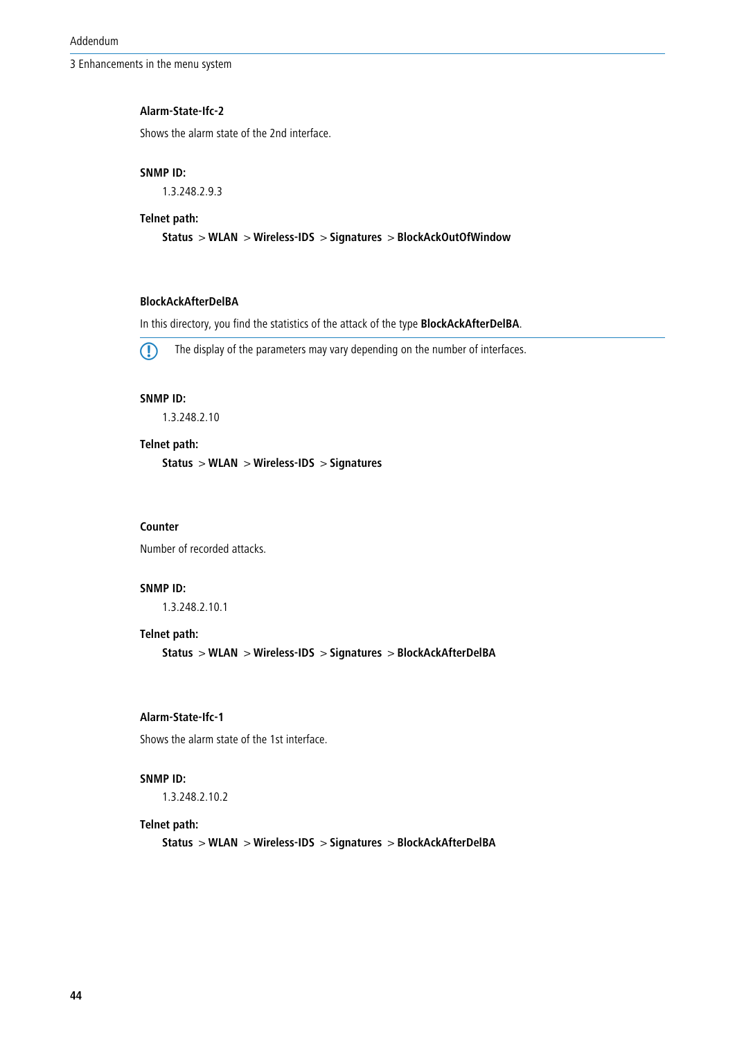#### Alarm-State-Ifc-2

Shows the alarm state of the 2nd interface.

**SNMP ID:**

1.3.248.2.9.3

**Telnet path:**

**Status** > **WLAN** > **Wireless-IDS** > **Signatures** > **BlockAckOutOfWindow**

#### BlockAckAfterDelBA

In this directory, you find the statistics of the attack of the type **BlockAckAfterDelBA**.

> The display of the parameters may vary depending on the number of interfaces.

**SNMP ID:**

1.3.248.2.10

**Telnet path:**

**Status** > **WLAN** > **Wireless-IDS** > **Signatures**

#### Counter

Number of recorded attacks.

**SNMP ID:**

1.3.248.2.10.1

**Telnet path:**

**Status** > **WLAN** > **Wireless-IDS** > **Signatures** > **BlockAckAfterDelBA**

#### Alarm-State-Ifc-1

Shows the alarm state of the 1st interface.

**SNMP ID:**

1.3.248.2.10.2

**Telnet path:**

**Status** > **WLAN** > **Wireless-IDS** > **Signatures** > **BlockAckAfterDelBA**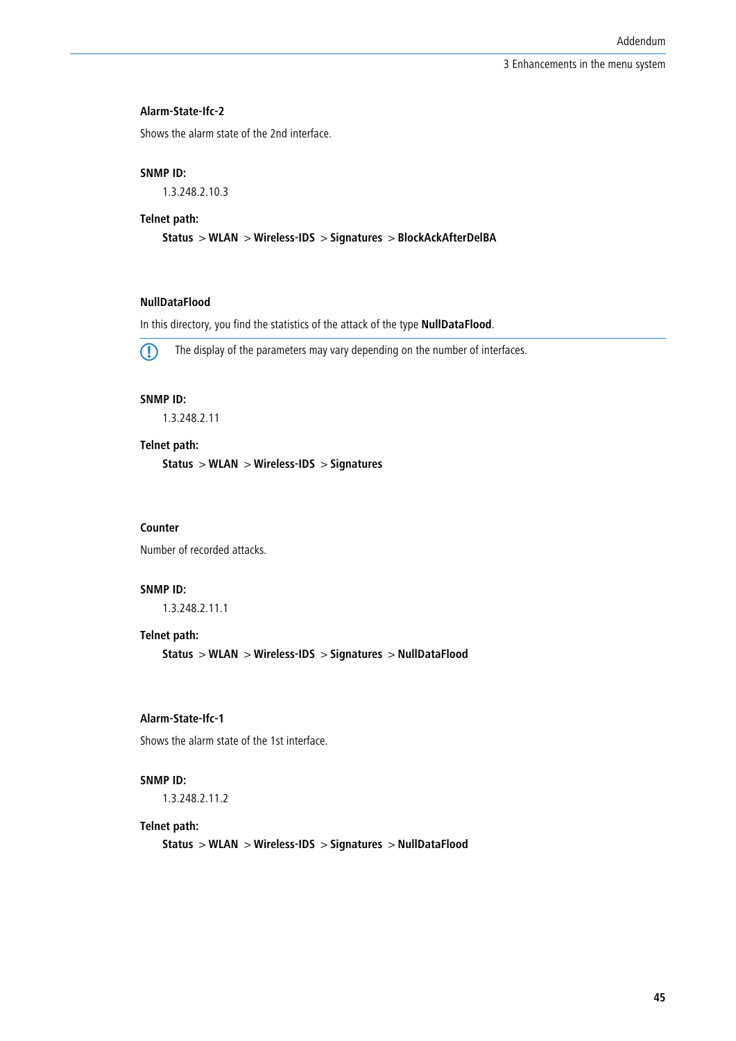#### Alarm-State-Ifc-2

Shows the alarm state of the 2nd interface.

**SNMP ID:**

1.3.248.2.10.3

**Telnet path:**

**Status** > **WLAN** > **Wireless-IDS** > **Signatures** > **BlockAckAfterDelBA**

#### NullDataFlood

In this directory, you find the statistics of the attack of the type **NullDataFlood**.

The display of the parameters may vary depending on the number of interfaces.

**SNMP ID:**

1.3.248.2.11

**Telnet path:**

**Status** > **WLAN** > **Wireless-IDS** > **Signatures**

#### Counter

Number of recorded attacks.

**SNMP ID:**

1.3.248.2.11.1

**Telnet path:**

**Status** > **WLAN** > **Wireless-IDS** > **Signatures** > **NullDataFlood**

#### Alarm-State-Ifc-1

Shows the alarm state of the 1st interface.

**SNMP ID:**

1.3.248.2.11.2

**Telnet path:**

**Status** > **WLAN** > **Wireless-IDS** > **Signatures** > **NullDataFlood**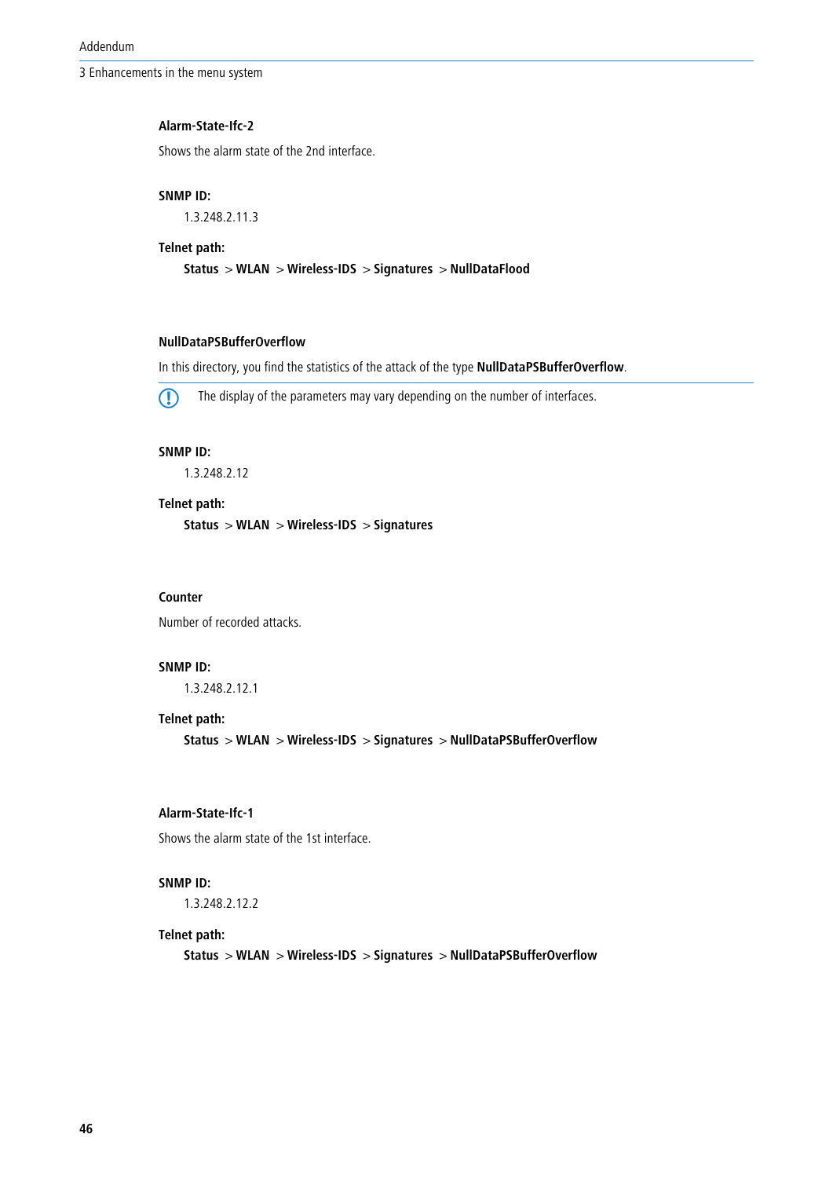### Alarm-State-Ifc-2

Shows the alarm state of the 2nd interface.

**SNMP ID:**

1.3.248.2.11.3

**Telnet path:**

**Status** > **WLAN** > **Wireless-IDS** > **Signatures** > **NullDataFlood**

### NullDataPSBufferOverflow

In this directory, you find the statistics of the attack of the type **NullDataPSBufferOverflow**.

The display of the parameters may vary depending on the number of interfaces.

**SNMP ID:**

1.3.248.2.12

**Telnet path:**

**Status** > **WLAN** > **Wireless-IDS** > **Signatures**

### Counter

Number of recorded attacks.

**SNMP ID:**

1.3.248.2.12.1

**Telnet path:**

**Status** > **WLAN** > **Wireless-IDS** > **Signatures** > **NullDataPSBufferOverflow**

### Alarm-State-Ifc-1

Shows the alarm state of the 1st interface.

**SNMP ID:**

1.3.248.2.12.2

**Telnet path:**

**Status** > **WLAN** > **Wireless-IDS** > **Signatures** > **NullDataPSBufferOverflow**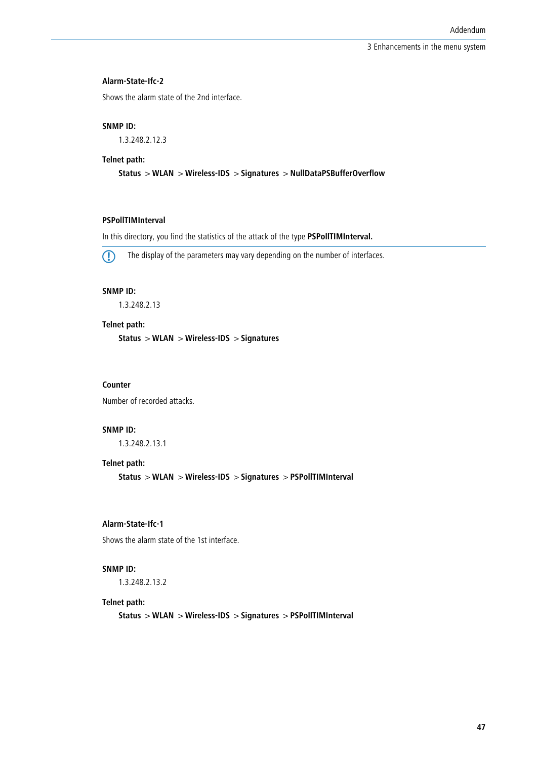#### Alarm-State-Ifc-2

Shows the alarm state of the 2nd interface.

**SNMP ID:**

1.3.248.2.12.3

**Telnet path:**

**Status** > **WLAN** > **Wireless-IDS** > **Signatures** > **NullDataPSBufferOverflow**

#### PSPollTIMInterval

In this directory, you find the statistics of the attack of the type **PSPollTIMInterval.**

> The display of the parameters may vary depending on the number of interfaces.

**SNMP ID:**

1.3.248.2.13

**Telnet path:**

**Status** > **WLAN** > **Wireless-IDS** > **Signatures**

#### Counter

Number of recorded attacks.

**SNMP ID:**

1.3.248.2.13.1

**Telnet path:**

**Status** > **WLAN** > **Wireless-IDS** > **Signatures** > **PSPollTIMInterval**

#### Alarm-State-Ifc-1

Shows the alarm state of the 1st interface.

**SNMP ID:**

1.3.248.2.13.2

**Telnet path:**

**Status** > **WLAN** > **Wireless-IDS** > **Signatures** > **PSPollTIMInterval**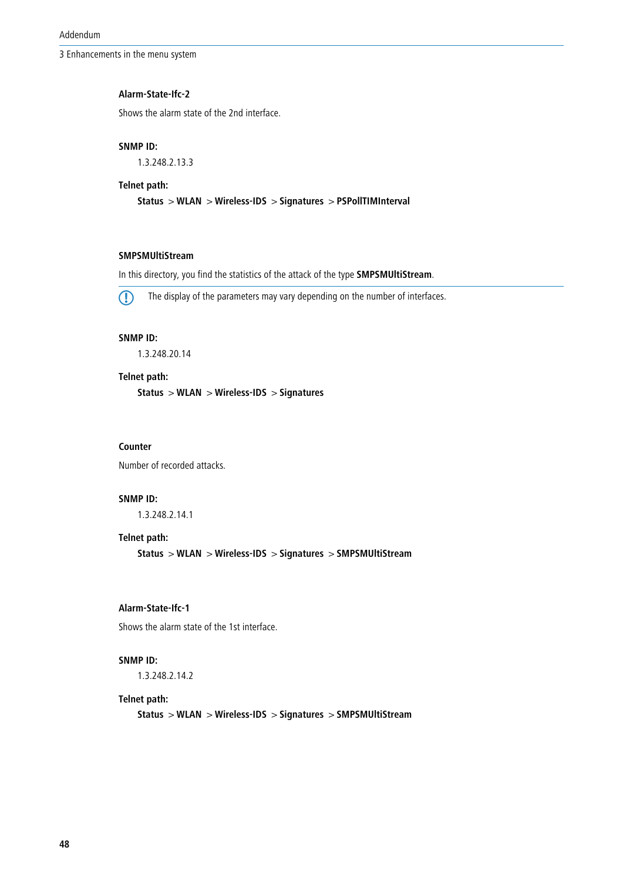### Alarm-State-Ifc-2

Shows the alarm state of the 2nd interface.

**SNMP ID:**

1.3.248.2.13.3

**Telnet path:**

**Status** > **WLAN** > **Wireless-IDS** > **Signatures** > **PSPollTIMInterval**

### SMPSMUltiStream

In this directory, you find the statistics of the attack of the type **SMPSMUltiStream**.

> The display of the parameters may vary depending on the number of interfaces.

**SNMP ID:**

1.3.248.20.14

**Telnet path:**

**Status** > **WLAN** > **Wireless-IDS** > **Signatures**

### Counter

Number of recorded attacks.

**SNMP ID:**

1.3.248.2.14.1

**Telnet path:**

**Status** > **WLAN** > **Wireless-IDS** > **Signatures** > **SMPSMUltiStream**

### Alarm-State-Ifc-1

Shows the alarm state of the 1st interface.

**SNMP ID:**

1.3.248.2.14.2

**Telnet path:**

**Status** > **WLAN** > **Wireless-IDS** > **Signatures** > **SMPSMUltiStream**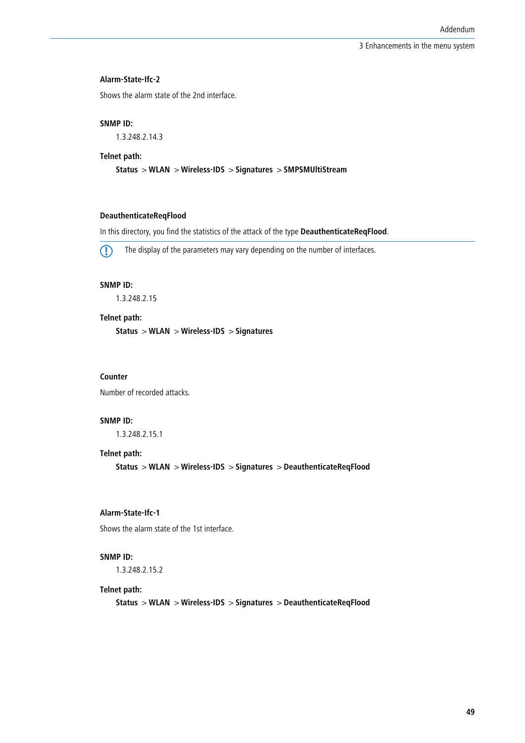#### Alarm-State-Ifc-2

Shows the alarm state of the 2nd interface.

**SNMP ID:**

1.3.248.2.14.3

**Telnet path:**

**Status** > **WLAN** > **Wireless-IDS** > **Signatures** > **SMPSMUltiStream**

#### DeauthenticateReqFlood

In this directory, you find the statistics of the attack of the type **DeauthenticateReqFlood**.

> The display of the parameters may vary depending on the number of interfaces.

**SNMP ID:**

1.3.248.2.15

**Telnet path:**

**Status** > **WLAN** > **Wireless-IDS** > **Signatures**

#### Counter

Number of recorded attacks.

**SNMP ID:**

1.3.248.2.15.1

**Telnet path:**

**Status** > **WLAN** > **Wireless-IDS** > **Signatures** > **DeauthenticateReqFlood**

#### Alarm-State-Ifc-1

Shows the alarm state of the 1st interface.

**SNMP ID:**

1.3.248.2.15.2

**Telnet path:**

**Status** > **WLAN** > **Wireless-IDS** > **Signatures** > **DeauthenticateReqFlood**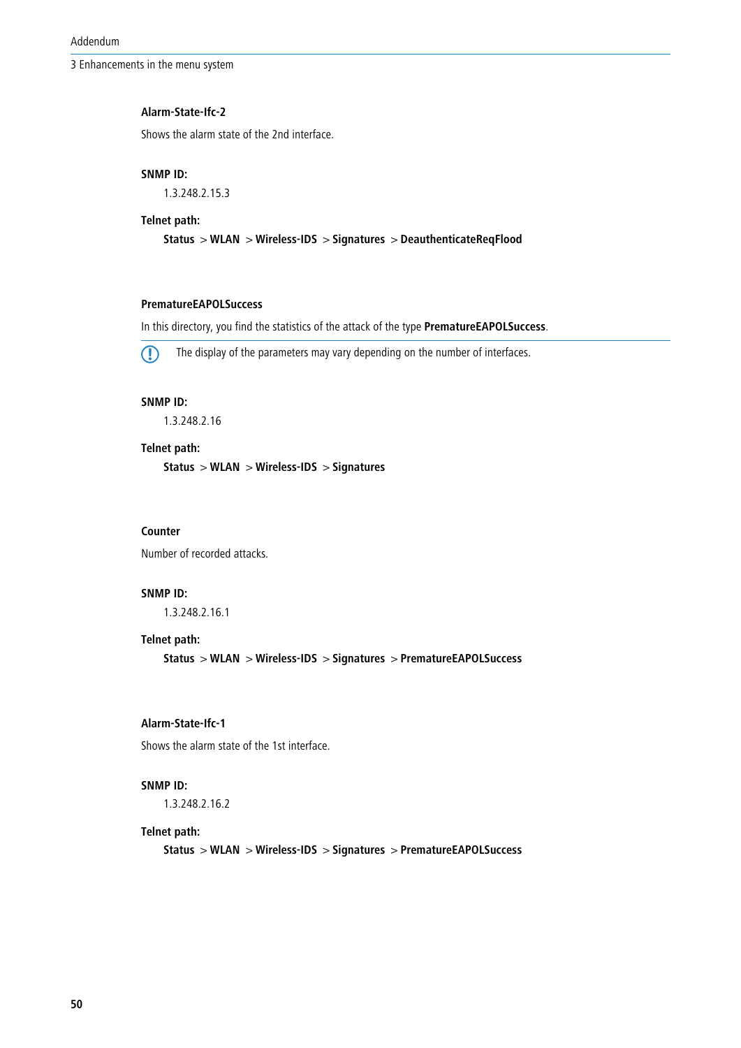#### Alarm-State-Ifc-2

Shows the alarm state of the 2nd interface.

**SNMP ID:**

1.3.248.2.15.3

**Telnet path:**

**Status** > **WLAN** > **Wireless-IDS** > **Signatures** > **DeauthenticateReqFlood**

#### PrematureEAPOLSuccess

In this directory, you find the statistics of the attack of the type **PrematureEAPOLSuccess**.

The display of the parameters may vary depending on the number of interfaces.

**SNMP ID:**

1.3.248.2.16

**Telnet path:**

**Status** > **WLAN** > **Wireless-IDS** > **Signatures**

#### Counter

Number of recorded attacks.

**SNMP ID:**

1.3.248.2.16.1

**Telnet path:**

**Status** > **WLAN** > **Wireless-IDS** > **Signatures** > **PrematureEAPOLSuccess**

#### Alarm-State-Ifc-1

Shows the alarm state of the 1st interface.

**SNMP ID:**

1.3.248.2.16.2

**Telnet path:**

**Status** > **WLAN** > **Wireless-IDS** > **Signatures** > **PrematureEAPOLSuccess**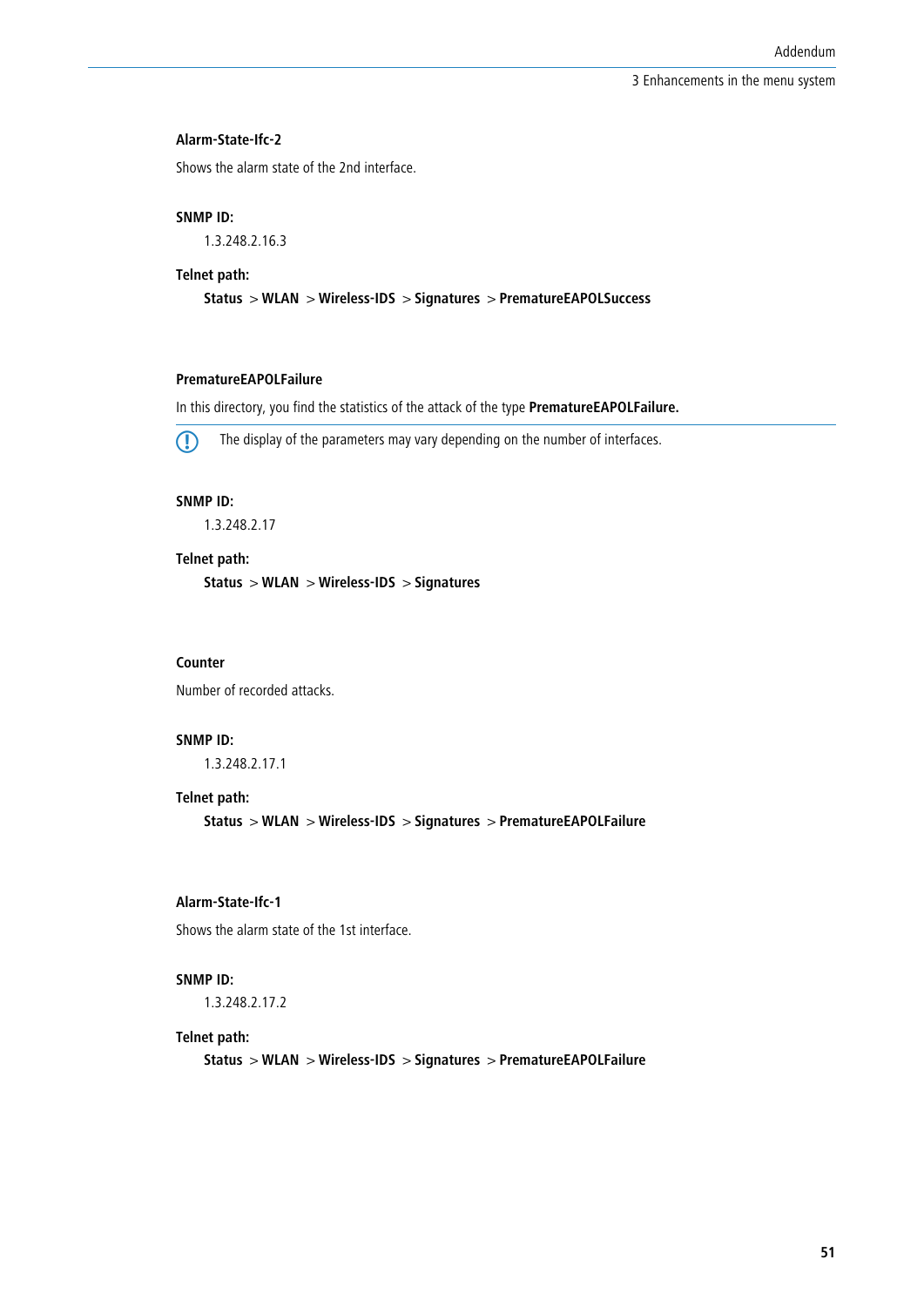#### Alarm-State-Ifc-2

Shows the alarm state of the 2nd interface.

**SNMP ID:**

1.3.248.2.16.3

**Telnet path:**

**Status** > **WLAN** > **Wireless-IDS** > **Signatures** > **PrematureEAPOLSuccess**

#### PrematureEAPOLFailure

In this directory, you find the statistics of the attack of the type **PrematureEAPOLFailure.**

The display of the parameters may vary depending on the number of interfaces.

**SNMP ID:**

1.3.248.2.17

**Telnet path:**

**Status** > **WLAN** > **Wireless-IDS** > **Signatures**

#### Counter

Number of recorded attacks.

**SNMP ID:**

1.3.248.2.17.1

**Telnet path:**

**Status** > **WLAN** > **Wireless-IDS** > **Signatures** > **PrematureEAPOLFailure**

#### Alarm-State-Ifc-1

Shows the alarm state of the 1st interface.

**SNMP ID:**

1.3.248.2.17.2

**Telnet path:**

**Status** > **WLAN** > **Wireless-IDS** > **Signatures** > **PrematureEAPOLFailure**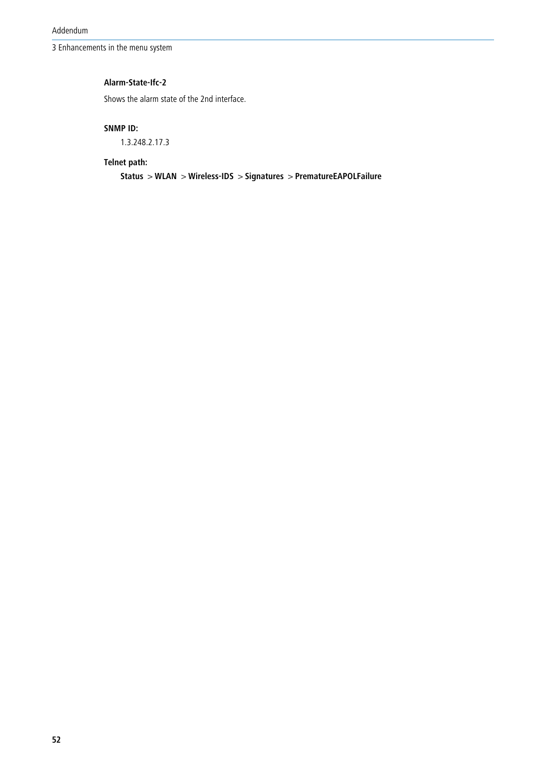**Alarm-State-Ifc-2**

Shows the alarm state of the 2nd interface.

**SNMP ID:**

1.3.248.2.17.3

**Telnet path:**

**Status** > **WLAN** > **Wireless-IDS** > **Signatures** > **PrematureEAPOLFailure**